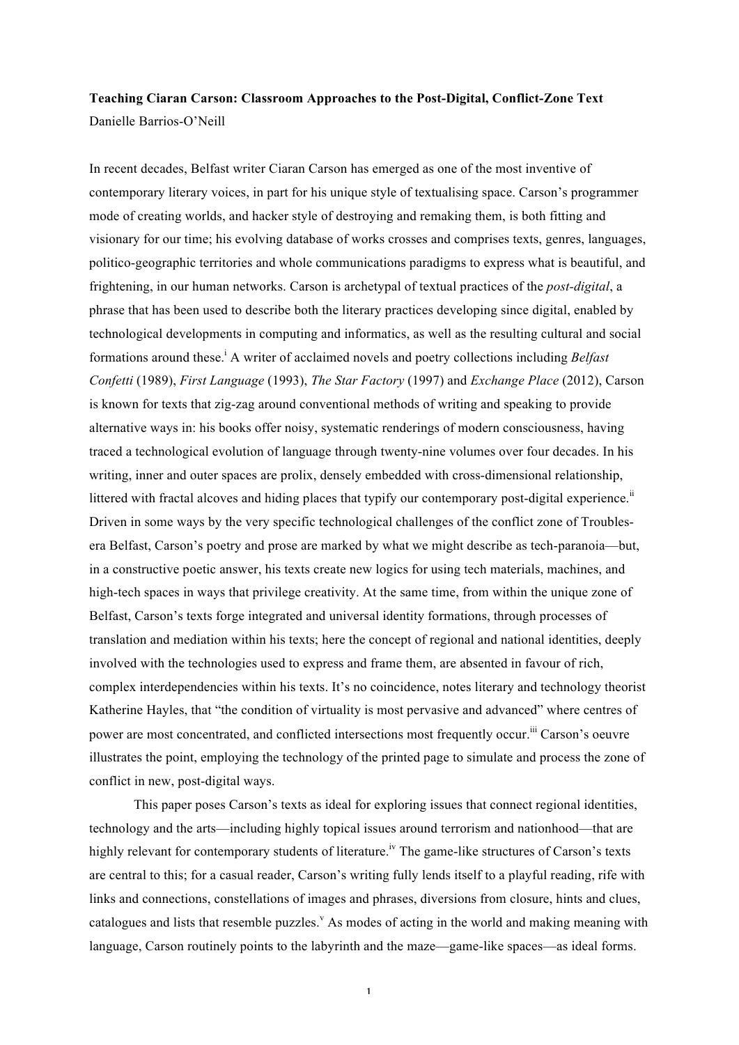**Teaching Ciaran Carson: Classroom Approaches to the Post-Digital, Conflict-Zone Text**
Danielle Barrios-O'Neill

In recent decades, Belfast writer Ciaran Carson has emerged as one of the most inventive of contemporary literary voices, in part for his unique style of textualising space. Carson's programmer mode of creating worlds, and hacker style of destroying and remaking them, is both fitting and visionary for our time; his evolving database of works crosses and comprises texts, genres, languages, politico-geographic territories and whole communications paradigms to express what is beautiful, and frightening, in our human networks. Carson is archetypal of textual practices of the *post-digital*, a phrase that has been used to describe both the literary practices developing since digital, enabled by technological developments in computing and informatics, as well as the resulting cultural and social formations around these.[i] A writer of acclaimed novels and poetry collections including *Belfast Confetti* (1989), *First Language* (1993), *The Star Factory* (1997) and *Exchange Place* (2012), Carson is known for texts that zig-zag around conventional methods of writing and speaking to provide alternative ways in: his books offer noisy, systematic renderings of modern consciousness, having traced a technological evolution of language through twenty-nine volumes over four decades. In his writing, inner and outer spaces are prolix, densely embedded with cross-dimensional relationship, littered with fractal alcoves and hiding places that typify our contemporary post-digital experience.[ii] Driven in some ways by the very specific technological challenges of the conflict zone of Troubles-era Belfast, Carson's poetry and prose are marked by what we might describe as tech-paranoia—but, in a constructive poetic answer, his texts create new logics for using tech materials, machines, and high-tech spaces in ways that privilege creativity. At the same time, from within the unique zone of Belfast, Carson's texts forge integrated and universal identity formations, through processes of translation and mediation within his texts; here the concept of regional and national identities, deeply involved with the technologies used to express and frame them, are absented in favour of rich, complex interdependencies within his texts. It's no coincidence, notes literary and technology theorist Katherine Hayles, that "the condition of virtuality is most pervasive and advanced" where centres of power are most concentrated, and conflicted intersections most frequently occur.[iii] Carson's oeuvre illustrates the point, employing the technology of the printed page to simulate and process the zone of conflict in new, post-digital ways.

This paper poses Carson's texts as ideal for exploring issues that connect regional identities, technology and the arts—including highly topical issues around terrorism and nationhood—that are highly relevant for contemporary students of literature.[iv] The game-like structures of Carson's texts are central to this; for a casual reader, Carson's writing fully lends itself to a playful reading, rife with links and connections, constellations of images and phrases, diversions from closure, hints and clues, catalogues and lists that resemble puzzles.[v] As modes of acting in the world and making meaning with language, Carson routinely points to the labyrinth and the maze—game-like spaces—as ideal forms.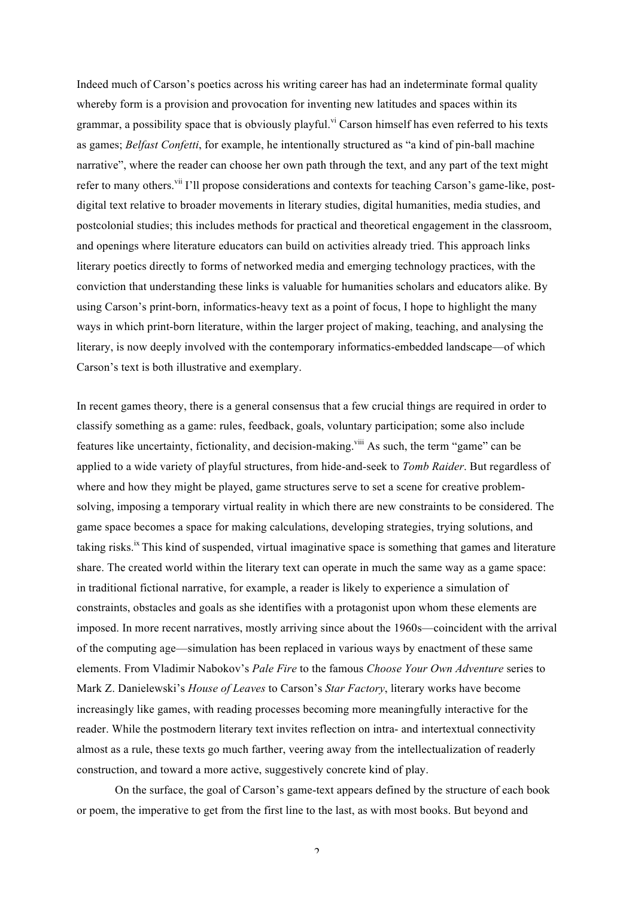Indeed much of Carson's poetics across his writing career has had an indeterminate formal quality whereby form is a provision and provocation for inventing new latitudes and spaces within its grammar, a possibility space that is obviously playful.[vi] Carson himself has even referred to his texts as games; *Belfast Confetti*, for example, he intentionally structured as "a kind of pin-ball machine narrative", where the reader can choose her own path through the text, and any part of the text might refer to many others.[vii] I'll propose considerations and contexts for teaching Carson's game-like, post-digital text relative to broader movements in literary studies, digital humanities, media studies, and postcolonial studies; this includes methods for practical and theoretical engagement in the classroom, and openings where literature educators can build on activities already tried. This approach links literary poetics directly to forms of networked media and emerging technology practices, with the conviction that understanding these links is valuable for humanities scholars and educators alike. By using Carson's print-born, informatics-heavy text as a point of focus, I hope to highlight the many ways in which print-born literature, within the larger project of making, teaching, and analysing the literary, is now deeply involved with the contemporary informatics-embedded landscape—of which Carson's text is both illustrative and exemplary.

In recent games theory, there is a general consensus that a few crucial things are required in order to classify something as a game: rules, feedback, goals, voluntary participation; some also include features like uncertainty, fictionality, and decision-making.[viii] As such, the term "game" can be applied to a wide variety of playful structures, from hide-and-seek to *Tomb Raider*. But regardless of where and how they might be played, game structures serve to set a scene for creative problem-solving, imposing a temporary virtual reality in which there are new constraints to be considered. The game space becomes a space for making calculations, developing strategies, trying solutions, and taking risks.[ix] This kind of suspended, virtual imaginative space is something that games and literature share. The created world within the literary text can operate in much the same way as a game space: in traditional fictional narrative, for example, a reader is likely to experience a simulation of constraints, obstacles and goals as she identifies with a protagonist upon whom these elements are imposed. In more recent narratives, mostly arriving since about the 1960s—coincident with the arrival of the computing age—simulation has been replaced in various ways by enactment of these same elements. From Vladimir Nabokov's *Pale Fire* to the famous *Choose Your Own Adventure* series to Mark Z. Danielewski's *House of Leaves* to Carson's *Star Factory*, literary works have become increasingly like games, with reading processes becoming more meaningfully interactive for the reader. While the postmodern literary text invites reflection on intra- and intertextual connectivity almost as a rule, these texts go much farther, veering away from the intellectualization of readerly construction, and toward a more active, suggestively concrete kind of play.

On the surface, the goal of Carson's game-text appears defined by the structure of each book or poem, the imperative to get from the first line to the last, as with most books. But beyond and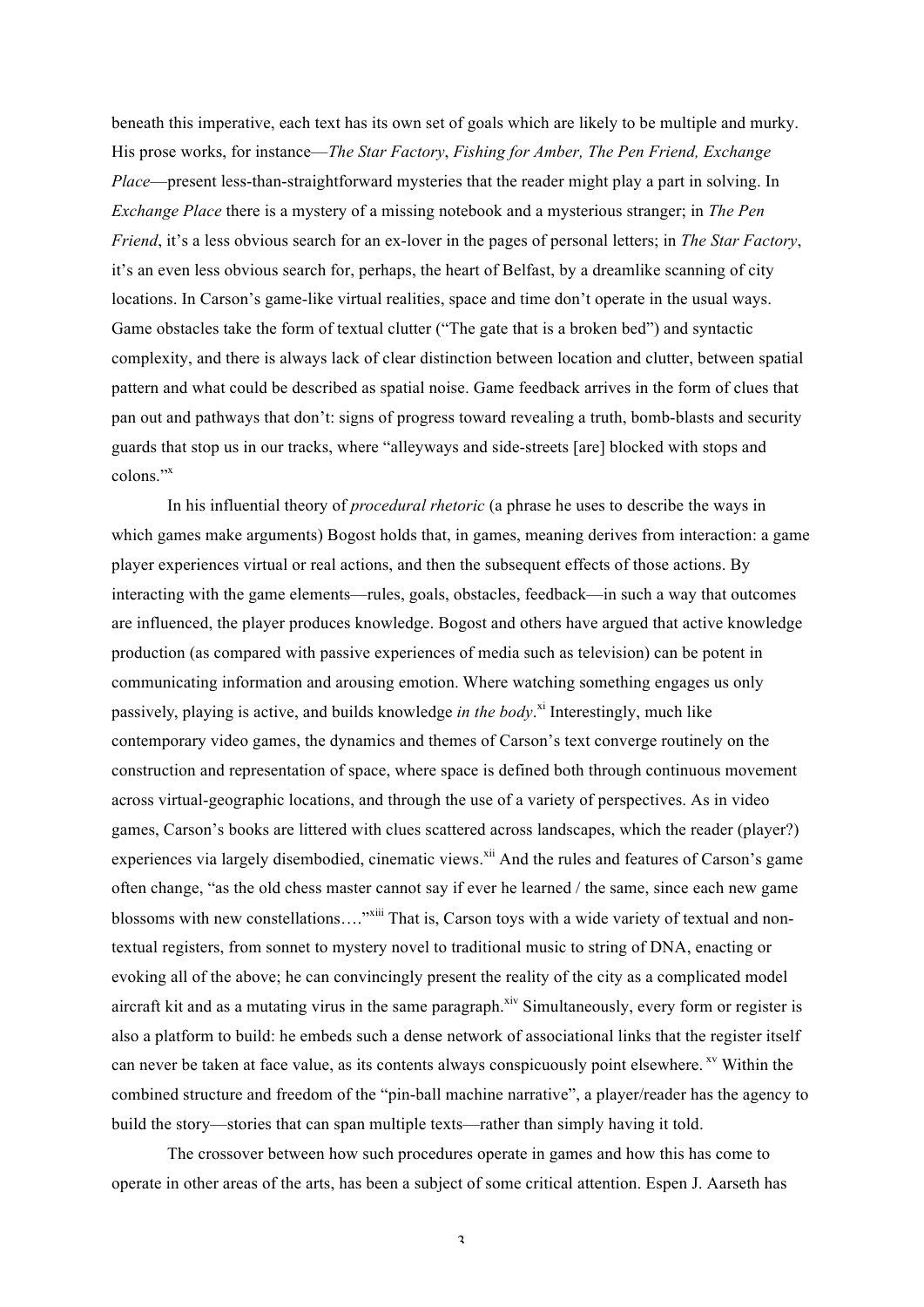beneath this imperative, each text has its own set of goals which are likely to be multiple and murky. His prose works, for instance—*The Star Factory*, *Fishing for Amber, The Pen Friend, Exchange Place*—present less-than-straightforward mysteries that the reader might play a part in solving. In *Exchange Place* there is a mystery of a missing notebook and a mysterious stranger; in *The Pen Friend*, it's a less obvious search for an ex-lover in the pages of personal letters; in *The Star Factory*, it's an even less obvious search for, perhaps, the heart of Belfast, by a dreamlike scanning of city locations. In Carson's game-like virtual realities, space and time don't operate in the usual ways. Game obstacles take the form of textual clutter ("The gate that is a broken bed") and syntactic complexity, and there is always lack of clear distinction between location and clutter, between spatial pattern and what could be described as spatial noise. Game feedback arrives in the form of clues that pan out and pathways that don't: signs of progress toward revealing a truth, bomb-blasts and security guards that stop us in our tracks, where "alleyways and side-streets [are] blocked with stops and colons."[x]

In his influential theory of *procedural rhetoric* (a phrase he uses to describe the ways in which games make arguments) Bogost holds that, in games, meaning derives from interaction: a game player experiences virtual or real actions, and then the subsequent effects of those actions. By interacting with the game elements—rules, goals, obstacles, feedback—in such a way that outcomes are influenced, the player produces knowledge. Bogost and others have argued that active knowledge production (as compared with passive experiences of media such as television) can be potent in communicating information and arousing emotion. Where watching something engages us only passively, playing is active, and builds knowledge *in the body*.[xi] Interestingly, much like contemporary video games, the dynamics and themes of Carson's text converge routinely on the construction and representation of space, where space is defined both through continuous movement across virtual-geographic locations, and through the use of a variety of perspectives. As in video games, Carson's books are littered with clues scattered across landscapes, which the reader (player?) experiences via largely disembodied, cinematic views.[xii] And the rules and features of Carson's game often change, "as the old chess master cannot say if ever he learned / the same, since each new game blossoms with new constellations…."[xiii] That is, Carson toys with a wide variety of textual and non-textual registers, from sonnet to mystery novel to traditional music to string of DNA, enacting or evoking all of the above; he can convincingly present the reality of the city as a complicated model aircraft kit and as a mutating virus in the same paragraph.[xiv] Simultaneously, every form or register is also a platform to build: he embeds such a dense network of associational links that the register itself can never be taken at face value, as its contents always conspicuously point elsewhere.[xv] Within the combined structure and freedom of the "pin-ball machine narrative", a player/reader has the agency to build the story—stories that can span multiple texts—rather than simply having it told.

The crossover between how such procedures operate in games and how this has come to operate in other areas of the arts, has been a subject of some critical attention. Espen J. Aarseth has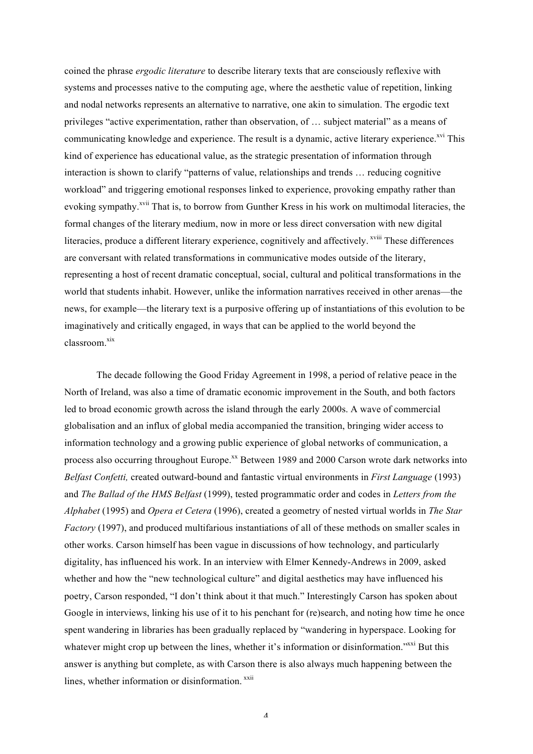coined the phrase *ergodic literature* to describe literary texts that are consciously reflexive with systems and processes native to the computing age, where the aesthetic value of repetition, linking and nodal networks represents an alternative to narrative, one akin to simulation. The ergodic text privileges "active experimentation, rather than observation, of … subject material" as a means of communicating knowledge and experience. The result is a dynamic, active literary experience.[xvi] This kind of experience has educational value, as the strategic presentation of information through interaction is shown to clarify "patterns of value, relationships and trends … reducing cognitive workload" and triggering emotional responses linked to experience, provoking empathy rather than evoking sympathy.[xvii] That is, to borrow from Gunther Kress in his work on multimodal literacies, the formal changes of the literary medium, now in more or less direct conversation with new digital literacies, produce a different literary experience, cognitively and affectively.[xviii] These differences are conversant with related transformations in communicative modes outside of the literary, representing a host of recent dramatic conceptual, social, cultural and political transformations in the world that students inhabit. However, unlike the information narratives received in other arenas—the news, for example—the literary text is a purposive offering up of instantiations of this evolution to be imaginatively and critically engaged, in ways that can be applied to the world beyond the classroom.[xix]

The decade following the Good Friday Agreement in 1998, a period of relative peace in the North of Ireland, was also a time of dramatic economic improvement in the South, and both factors led to broad economic growth across the island through the early 2000s. A wave of commercial globalisation and an influx of global media accompanied the transition, bringing wider access to information technology and a growing public experience of global networks of communication, a process also occurring throughout Europe.[xx] Between 1989 and 2000 Carson wrote dark networks into *Belfast Confetti,* created outward-bound and fantastic virtual environments in *First Language* (1993) and *The Ballad of the HMS Belfast* (1999), tested programmatic order and codes in *Letters from the Alphabet* (1995) and *Opera et Cetera* (1996), created a geometry of nested virtual worlds in *The Star Factory* (1997), and produced multifarious instantiations of all of these methods on smaller scales in other works. Carson himself has been vague in discussions of how technology, and particularly digitality, has influenced his work. In an interview with Elmer Kennedy-Andrews in 2009, asked whether and how the "new technological culture" and digital aesthetics may have influenced his poetry, Carson responded, "I don't think about it that much." Interestingly Carson has spoken about Google in interviews, linking his use of it to his penchant for (re)search, and noting how time he once spent wandering in libraries has been gradually replaced by "wandering in hyperspace. Looking for whatever might crop up between the lines, whether it's information or disinformation."[xxi] But this answer is anything but complete, as with Carson there is also always much happening between the lines, whether information or disinformation.[xxii]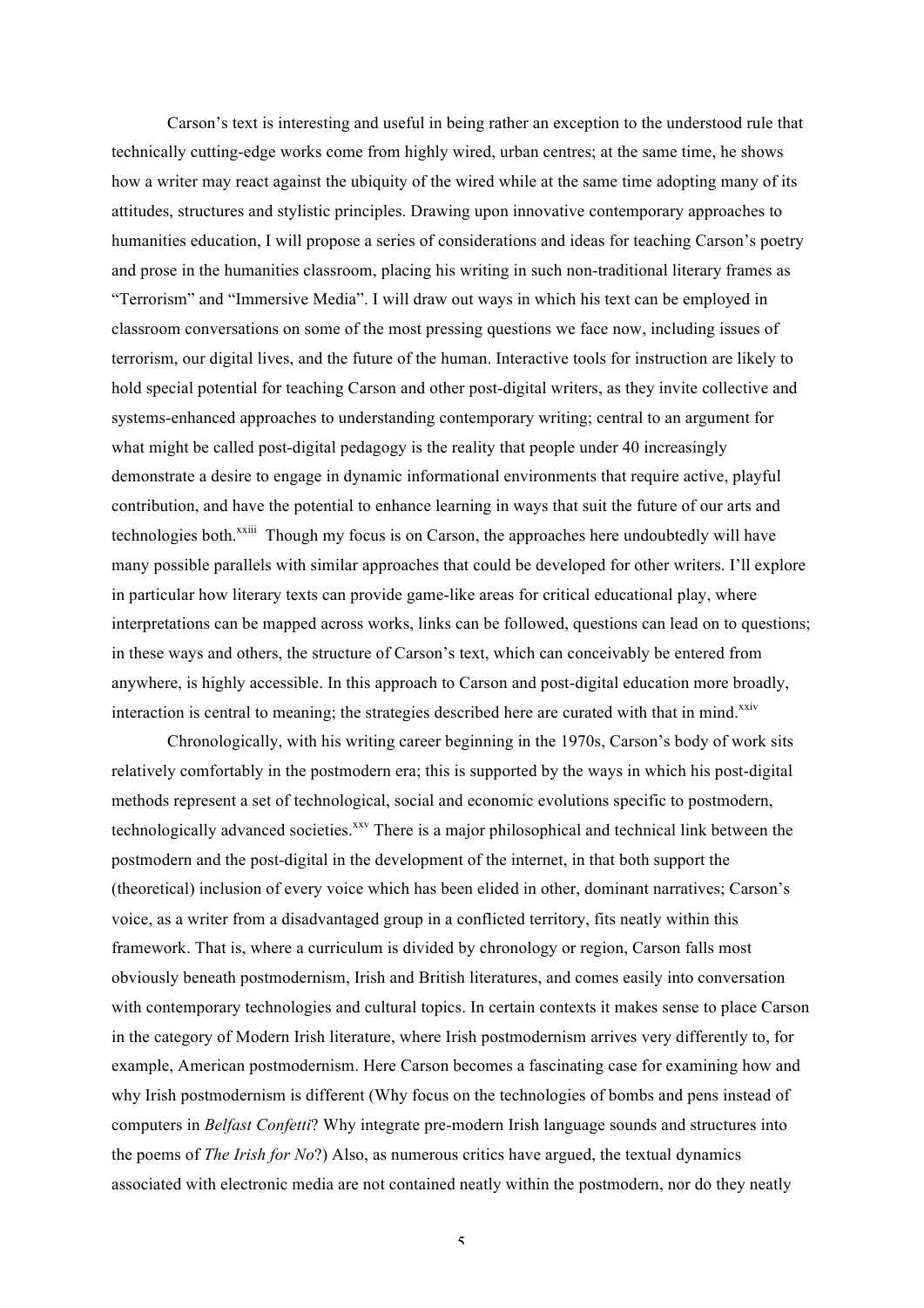Carson's text is interesting and useful in being rather an exception to the understood rule that technically cutting-edge works come from highly wired, urban centres; at the same time, he shows how a writer may react against the ubiquity of the wired while at the same time adopting many of its attitudes, structures and stylistic principles. Drawing upon innovative contemporary approaches to humanities education, I will propose a series of considerations and ideas for teaching Carson's poetry and prose in the humanities classroom, placing his writing in such non-traditional literary frames as "Terrorism" and "Immersive Media". I will draw out ways in which his text can be employed in classroom conversations on some of the most pressing questions we face now, including issues of terrorism, our digital lives, and the future of the human. Interactive tools for instruction are likely to hold special potential for teaching Carson and other post-digital writers, as they invite collective and systems-enhanced approaches to understanding contemporary writing; central to an argument for what might be called post-digital pedagogy is the reality that people under 40 increasingly demonstrate a desire to engage in dynamic informational environments that require active, playful contribution, and have the potential to enhance learning in ways that suit the future of our arts and technologies both.[xxiii] Though my focus is on Carson, the approaches here undoubtedly will have many possible parallels with similar approaches that could be developed for other writers. I'll explore in particular how literary texts can provide game-like areas for critical educational play, where interpretations can be mapped across works, links can be followed, questions can lead on to questions; in these ways and others, the structure of Carson's text, which can conceivably be entered from anywhere, is highly accessible. In this approach to Carson and post-digital education more broadly, interaction is central to meaning; the strategies described here are curated with that in mind.[xxiv]

Chronologically, with his writing career beginning in the 1970s, Carson's body of work sits relatively comfortably in the postmodern era; this is supported by the ways in which his post-digital methods represent a set of technological, social and economic evolutions specific to postmodern, technologically advanced societies.[xxv] There is a major philosophical and technical link between the postmodern and the post-digital in the development of the internet, in that both support the (theoretical) inclusion of every voice which has been elided in other, dominant narratives; Carson's voice, as a writer from a disadvantaged group in a conflicted territory, fits neatly within this framework. That is, where a curriculum is divided by chronology or region, Carson falls most obviously beneath postmodernism, Irish and British literatures, and comes easily into conversation with contemporary technologies and cultural topics. In certain contexts it makes sense to place Carson in the category of Modern Irish literature, where Irish postmodernism arrives very differently to, for example, American postmodernism. Here Carson becomes a fascinating case for examining how and why Irish postmodernism is different (Why focus on the technologies of bombs and pens instead of computers in *Belfast Confetti*? Why integrate pre-modern Irish language sounds and structures into the poems of *The Irish for No*?) Also, as numerous critics have argued, the textual dynamics associated with electronic media are not contained neatly within the postmodern, nor do they neatly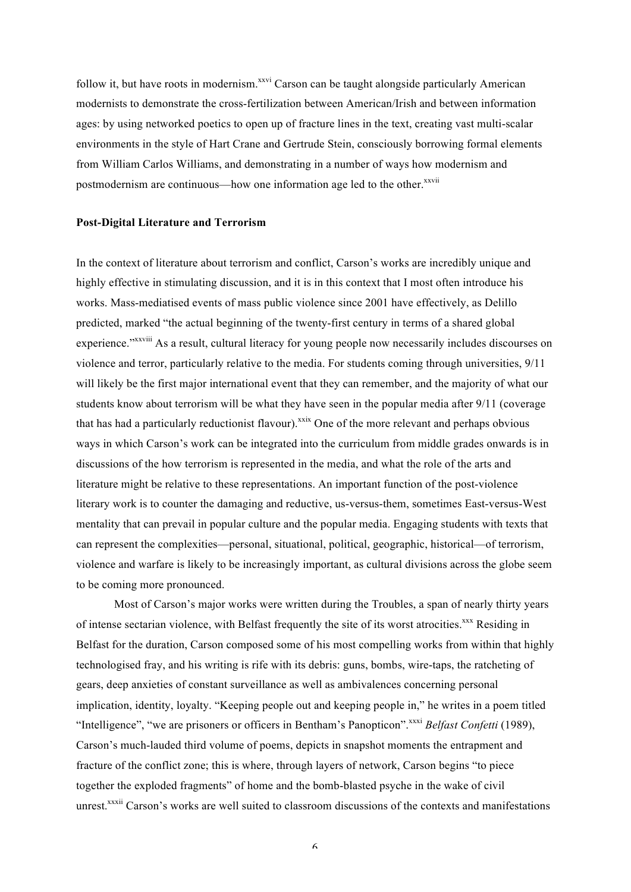follow it, but have roots in modernism.[xxvi] Carson can be taught alongside particularly American modernists to demonstrate the cross-fertilization between American/Irish and between information ages: by using networked poetics to open up of fracture lines in the text, creating vast multi-scalar environments in the style of Hart Crane and Gertrude Stein, consciously borrowing formal elements from William Carlos Williams, and demonstrating in a number of ways how modernism and postmodernism are continuous—how one information age led to the other.[xxvii]

**Post-Digital Literature and Terrorism**

In the context of literature about terrorism and conflict, Carson's works are incredibly unique and highly effective in stimulating discussion, and it is in this context that I most often introduce his works. Mass-mediatised events of mass public violence since 2001 have effectively, as Delillo predicted, marked "the actual beginning of the twenty-first century in terms of a shared global experience."[xxviii] As a result, cultural literacy for young people now necessarily includes discourses on violence and terror, particularly relative to the media. For students coming through universities, 9/11 will likely be the first major international event that they can remember, and the majority of what our students know about terrorism will be what they have seen in the popular media after 9/11 (coverage that has had a particularly reductionist flavour).[xxix] One of the more relevant and perhaps obvious ways in which Carson's work can be integrated into the curriculum from middle grades onwards is in discussions of the how terrorism is represented in the media, and what the role of the arts and literature might be relative to these representations. An important function of the post-violence literary work is to counter the damaging and reductive, us-versus-them, sometimes East-versus-West mentality that can prevail in popular culture and the popular media. Engaging students with texts that can represent the complexities—personal, situational, political, geographic, historical—of terrorism, violence and warfare is likely to be increasingly important, as cultural divisions across the globe seem to be coming more pronounced.

Most of Carson's major works were written during the Troubles, a span of nearly thirty years of intense sectarian violence, with Belfast frequently the site of its worst atrocities.[xxx] Residing in Belfast for the duration, Carson composed some of his most compelling works from within that highly technologised fray, and his writing is rife with its debris: guns, bombs, wire-taps, the ratcheting of gears, deep anxieties of constant surveillance as well as ambivalences concerning personal implication, identity, loyalty. "Keeping people out and keeping people in," he writes in a poem titled "Intelligence", "we are prisoners or officers in Bentham's Panopticon".[xxxi] *Belfast Confetti* (1989), Carson's much-lauded third volume of poems, depicts in snapshot moments the entrapment and fracture of the conflict zone; this is where, through layers of network, Carson begins "to piece together the exploded fragments" of home and the bomb-blasted psyche in the wake of civil unrest.[xxxii] Carson's works are well suited to classroom discussions of the contexts and manifestations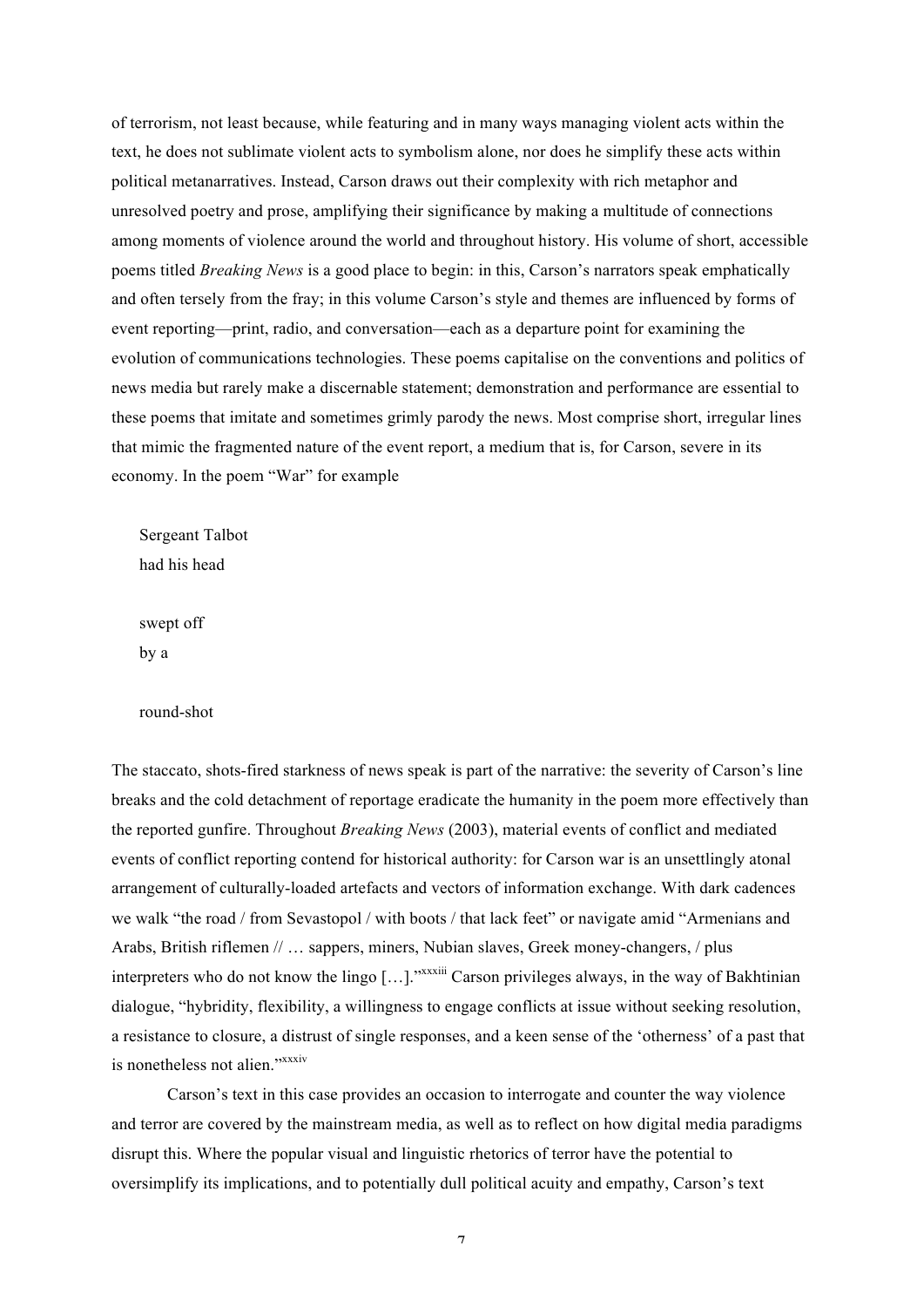of terrorism, not least because, while featuring and in many ways managing violent acts within the text, he does not sublimate violent acts to symbolism alone, nor does he simplify these acts within political metanarratives. Instead, Carson draws out their complexity with rich metaphor and unresolved poetry and prose, amplifying their significance by making a multitude of connections among moments of violence around the world and throughout history. His volume of short, accessible poems titled *Breaking News* is a good place to begin: in this, Carson's narrators speak emphatically and often tersely from the fray; in this volume Carson's style and themes are influenced by forms of event reporting—print, radio, and conversation—each as a departure point for examining the evolution of communications technologies. These poems capitalise on the conventions and politics of news media but rarely make a discernable statement; demonstration and performance are essential to these poems that imitate and sometimes grimly parody the news. Most comprise short, irregular lines that mimic the fragmented nature of the event report, a medium that is, for Carson, severe in its economy. In the poem "War" for example

> Sergeant Talbot
> had his head
>
> swept off
> by a
>
> round-shot

The staccato, shots-fired starkness of news speak is part of the narrative: the severity of Carson's line breaks and the cold detachment of reportage eradicate the humanity in the poem more effectively than the reported gunfire. Throughout *Breaking News* (2003), material events of conflict and mediated events of conflict reporting contend for historical authority: for Carson war is an unsettlingly atonal arrangement of culturally-loaded artefacts and vectors of information exchange. With dark cadences we walk "the road / from Sevastopol / with boots / that lack feet" or navigate amid "Armenians and Arabs, British riflemen // … sappers, miners, Nubian slaves, Greek money-changers, / plus interpreters who do not know the lingo […]."[xxxiii] Carson privileges always, in the way of Bakhtinian dialogue, "hybridity, flexibility, a willingness to engage conflicts at issue without seeking resolution, a resistance to closure, a distrust of single responses, and a keen sense of the 'otherness' of a past that is nonetheless not alien."[xxxiv]

Carson's text in this case provides an occasion to interrogate and counter the way violence and terror are covered by the mainstream media, as well as to reflect on how digital media paradigms disrupt this. Where the popular visual and linguistic rhetorics of terror have the potential to oversimplify its implications, and to potentially dull political acuity and empathy, Carson's text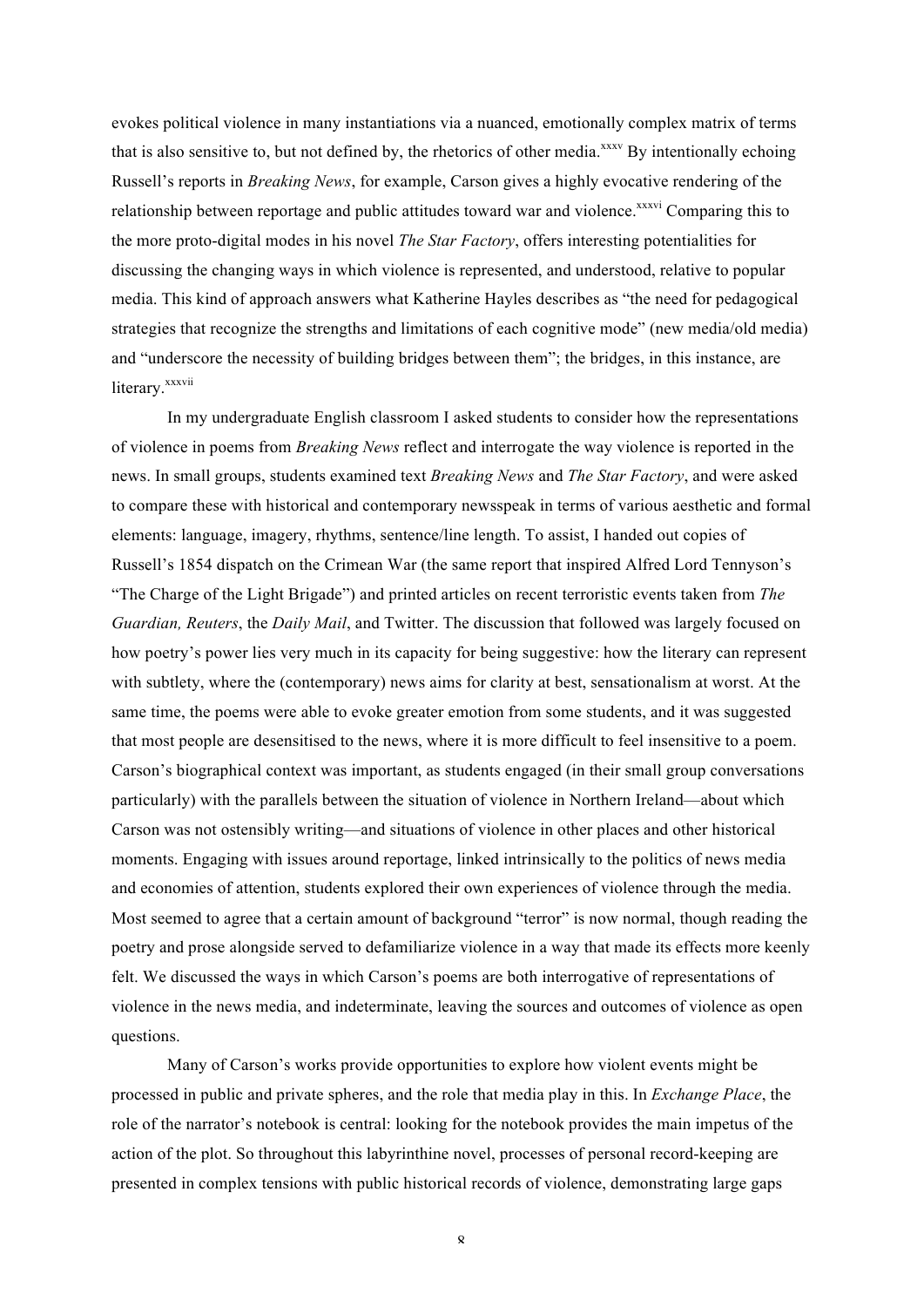evokes political violence in many instantiations via a nuanced, emotionally complex matrix of terms that is also sensitive to, but not defined by, the rhetorics of other media.[xxxv] By intentionally echoing Russell's reports in *Breaking News*, for example, Carson gives a highly evocative rendering of the relationship between reportage and public attitudes toward war and violence.[xxxvi] Comparing this to the more proto-digital modes in his novel *The Star Factory*, offers interesting potentialities for discussing the changing ways in which violence is represented, and understood, relative to popular media. This kind of approach answers what Katherine Hayles describes as "the need for pedagogical strategies that recognize the strengths and limitations of each cognitive mode" (new media/old media) and "underscore the necessity of building bridges between them"; the bridges, in this instance, are literary.[xxxvii]

In my undergraduate English classroom I asked students to consider how the representations of violence in poems from *Breaking News* reflect and interrogate the way violence is reported in the news. In small groups, students examined text *Breaking News* and *The Star Factory*, and were asked to compare these with historical and contemporary newsspeak in terms of various aesthetic and formal elements: language, imagery, rhythms, sentence/line length. To assist, I handed out copies of Russell's 1854 dispatch on the Crimean War (the same report that inspired Alfred Lord Tennyson's "The Charge of the Light Brigade") and printed articles on recent terroristic events taken from *The Guardian, Reuters*, the *Daily Mail*, and Twitter. The discussion that followed was largely focused on how poetry's power lies very much in its capacity for being suggestive: how the literary can represent with subtlety, where the (contemporary) news aims for clarity at best, sensationalism at worst. At the same time, the poems were able to evoke greater emotion from some students, and it was suggested that most people are desensitised to the news, where it is more difficult to feel insensitive to a poem. Carson's biographical context was important, as students engaged (in their small group conversations particularly) with the parallels between the situation of violence in Northern Ireland—about which Carson was not ostensibly writing—and situations of violence in other places and other historical moments. Engaging with issues around reportage, linked intrinsically to the politics of news media and economies of attention, students explored their own experiences of violence through the media. Most seemed to agree that a certain amount of background "terror" is now normal, though reading the poetry and prose alongside served to defamiliarize violence in a way that made its effects more keenly felt. We discussed the ways in which Carson's poems are both interrogative of representations of violence in the news media, and indeterminate, leaving the sources and outcomes of violence as open questions.

Many of Carson's works provide opportunities to explore how violent events might be processed in public and private spheres, and the role that media play in this. In *Exchange Place*, the role of the narrator's notebook is central: looking for the notebook provides the main impetus of the action of the plot. So throughout this labyrinthine novel, processes of personal record-keeping are presented in complex tensions with public historical records of violence, demonstrating large gaps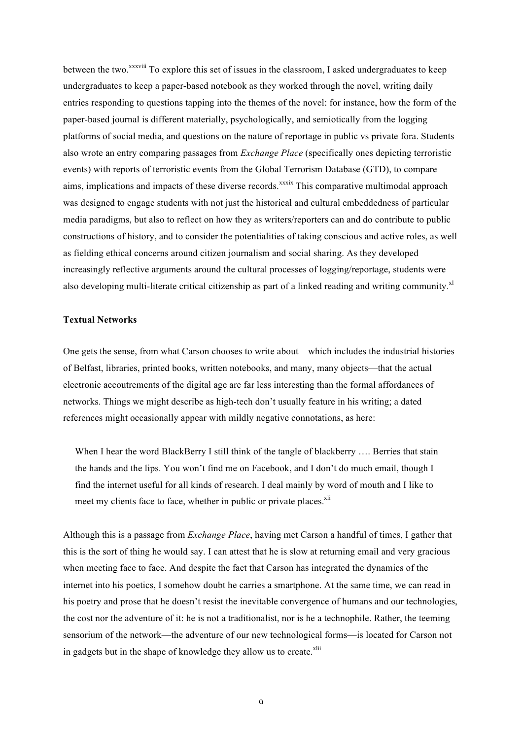between the two.[xxxviii] To explore this set of issues in the classroom, I asked undergraduates to keep undergraduates to keep a paper-based notebook as they worked through the novel, writing daily entries responding to questions tapping into the themes of the novel: for instance, how the form of the paper-based journal is different materially, psychologically, and semiotically from the logging platforms of social media, and questions on the nature of reportage in public vs private fora. Students also wrote an entry comparing passages from *Exchange Place* (specifically ones depicting terroristic events) with reports of terroristic events from the Global Terrorism Database (GTD), to compare aims, implications and impacts of these diverse records.[xxxix] This comparative multimodal approach was designed to engage students with not just the historical and cultural embeddedness of particular media paradigms, but also to reflect on how they as writers/reporters can and do contribute to public constructions of history, and to consider the potentialities of taking conscious and active roles, as well as fielding ethical concerns around citizen journalism and social sharing. As they developed increasingly reflective arguments around the cultural processes of logging/reportage, students were also developing multi-literate critical citizenship as part of a linked reading and writing community.[xl]

**Textual Networks**

One gets the sense, from what Carson chooses to write about—which includes the industrial histories of Belfast, libraries, printed books, written notebooks, and many, many objects—that the actual electronic accoutrements of the digital age are far less interesting than the formal affordances of networks. Things we might describe as high-tech don't usually feature in his writing; a dated references might occasionally appear with mildly negative connotations, as here:

> When I hear the word BlackBerry I still think of the tangle of blackberry …. Berries that stain the hands and the lips. You won't find me on Facebook, and I don't do much email, though I find the internet useful for all kinds of research. I deal mainly by word of mouth and I like to meet my clients face to face, whether in public or private places.[xli]

Although this is a passage from *Exchange Place*, having met Carson a handful of times, I gather that this is the sort of thing he would say. I can attest that he is slow at returning email and very gracious when meeting face to face. And despite the fact that Carson has integrated the dynamics of the internet into his poetics, I somehow doubt he carries a smartphone. At the same time, we can read in his poetry and prose that he doesn't resist the inevitable convergence of humans and our technologies, the cost nor the adventure of it: he is not a traditionalist, nor is he a technophile. Rather, the teeming sensorium of the network—the adventure of our new technological forms—is located for Carson not in gadgets but in the shape of knowledge they allow us to create.[xlii]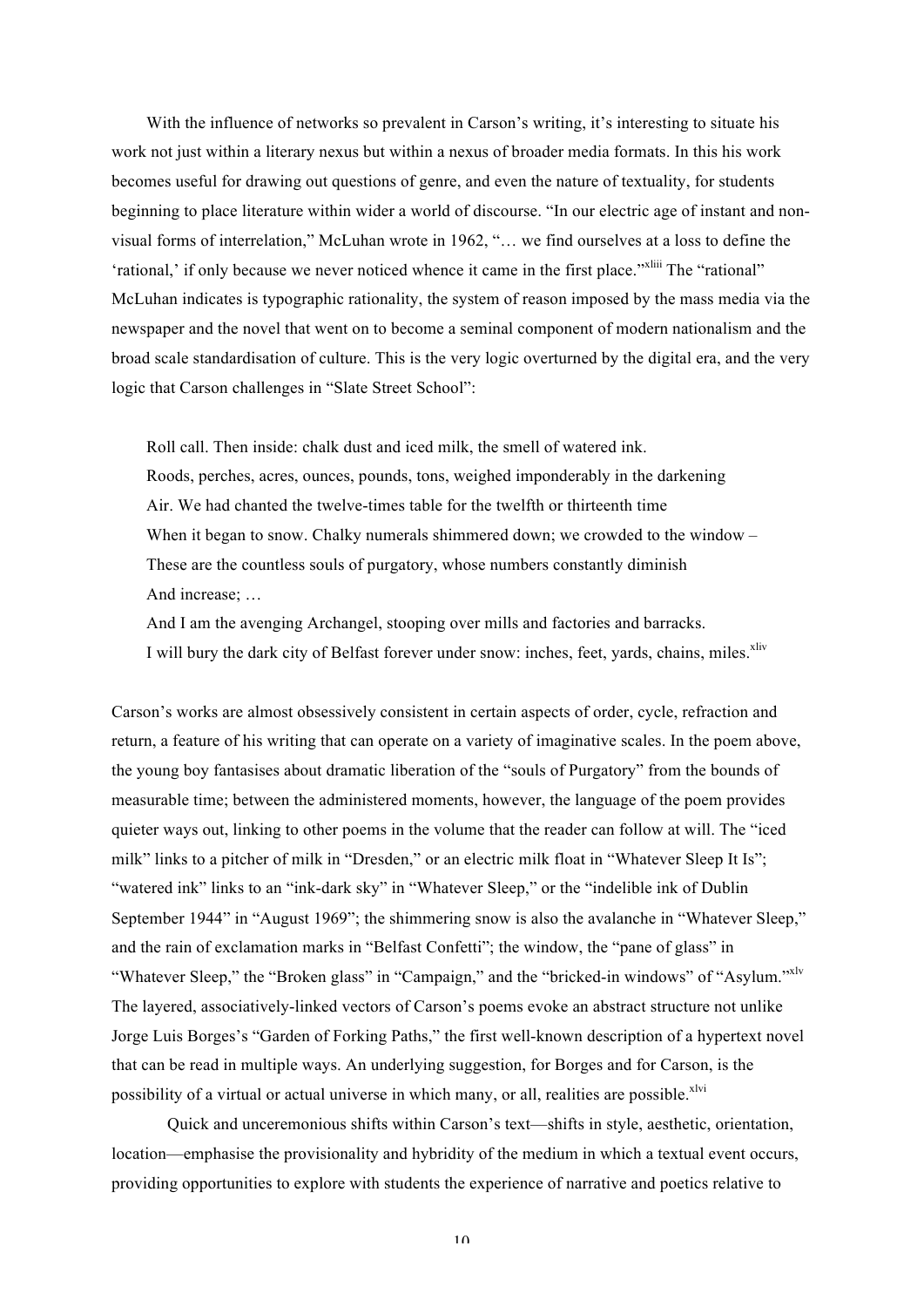With the influence of networks so prevalent in Carson's writing, it's interesting to situate his work not just within a literary nexus but within a nexus of broader media formats. In this his work becomes useful for drawing out questions of genre, and even the nature of textuality, for students beginning to place literature within wider a world of discourse. "In our electric age of instant and non-visual forms of interrelation," McLuhan wrote in 1962, "… we find ourselves at a loss to define the 'rational,' if only because we never noticed whence it came in the first place."[xliii] The "rational" McLuhan indicates is typographic rationality, the system of reason imposed by the mass media via the newspaper and the novel that went on to become a seminal component of modern nationalism and the broad scale standardisation of culture. This is the very logic overturned by the digital era, and the very logic that Carson challenges in "Slate Street School":

> Roll call. Then inside: chalk dust and iced milk, the smell of watered ink.
> Roods, perches, acres, ounces, pounds, tons, weighed imponderably in the darkening
> Air. We had chanted the twelve-times table for the twelfth or thirteenth time
> When it began to snow. Chalky numerals shimmered down; we crowded to the window –
> These are the countless souls of purgatory, whose numbers constantly diminish
> And increase; …
> And I am the avenging Archangel, stooping over mills and factories and barracks.
> I will bury the dark city of Belfast forever under snow: inches, feet, yards, chains, miles.[xliv]

Carson's works are almost obsessively consistent in certain aspects of order, cycle, refraction and return, a feature of his writing that can operate on a variety of imaginative scales. In the poem above, the young boy fantasises about dramatic liberation of the "souls of Purgatory" from the bounds of measurable time; between the administered moments, however, the language of the poem provides quieter ways out, linking to other poems in the volume that the reader can follow at will. The "iced milk" links to a pitcher of milk in "Dresden," or an electric milk float in "Whatever Sleep It Is"; "watered ink" links to an "ink-dark sky" in "Whatever Sleep," or the "indelible ink of Dublin September 1944" in "August 1969"; the shimmering snow is also the avalanche in "Whatever Sleep," and the rain of exclamation marks in "Belfast Confetti"; the window, the "pane of glass" in "Whatever Sleep," the "Broken glass" in "Campaign," and the "bricked-in windows" of "Asylum."[xlv] The layered, associatively-linked vectors of Carson's poems evoke an abstract structure not unlike Jorge Luis Borges's "Garden of Forking Paths," the first well-known description of a hypertext novel that can be read in multiple ways. An underlying suggestion, for Borges and for Carson, is the possibility of a virtual or actual universe in which many, or all, realities are possible.[xlvi]

Quick and unceremonious shifts within Carson's text—shifts in style, aesthetic, orientation, location—emphasise the provisionality and hybridity of the medium in which a textual event occurs, providing opportunities to explore with students the experience of narrative and poetics relative to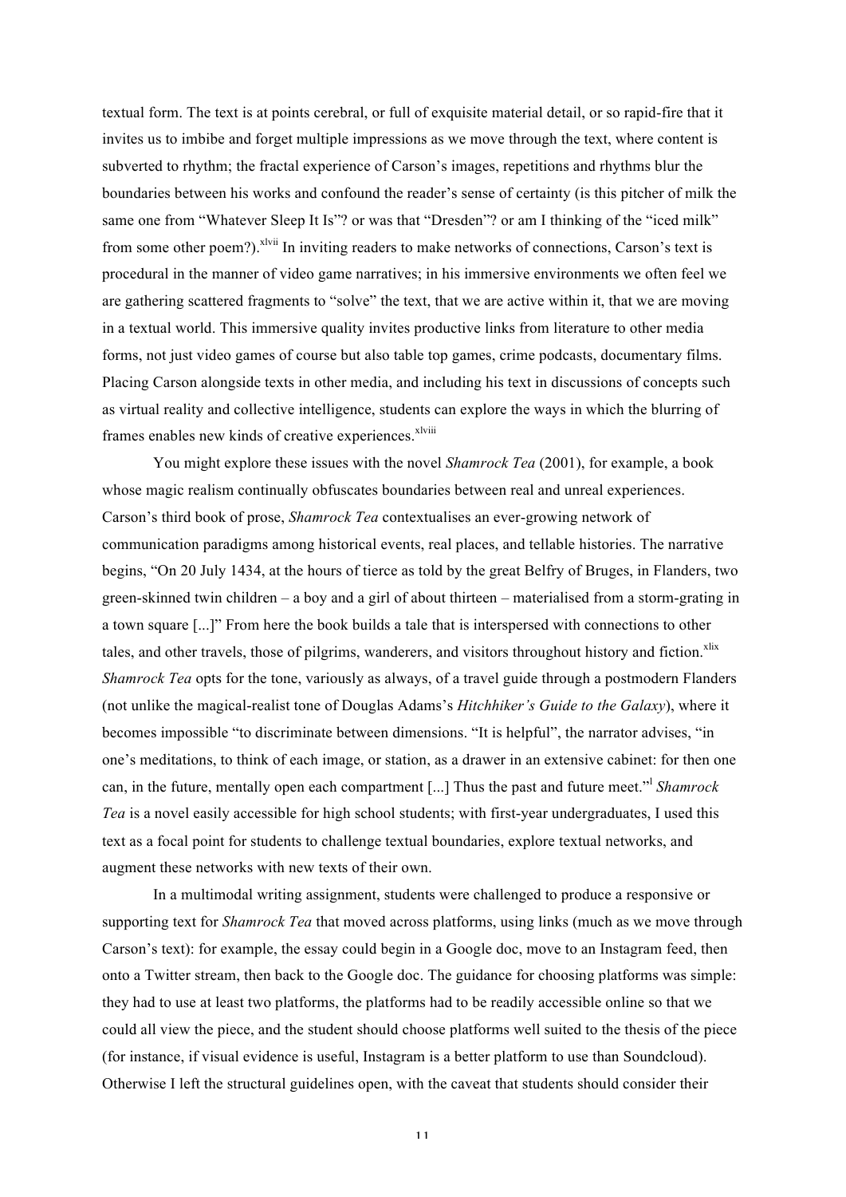textual form. The text is at points cerebral, or full of exquisite material detail, or so rapid-fire that it invites us to imbibe and forget multiple impressions as we move through the text, where content is subverted to rhythm; the fractal experience of Carson's images, repetitions and rhythms blur the boundaries between his works and confound the reader's sense of certainty (is this pitcher of milk the same one from "Whatever Sleep It Is"? or was that "Dresden"? or am I thinking of the "iced milk" from some other poem?).[xlvii] In inviting readers to make networks of connections, Carson's text is procedural in the manner of video game narratives; in his immersive environments we often feel we are gathering scattered fragments to "solve" the text, that we are active within it, that we are moving in a textual world. This immersive quality invites productive links from literature to other media forms, not just video games of course but also table top games, crime podcasts, documentary films. Placing Carson alongside texts in other media, and including his text in discussions of concepts such as virtual reality and collective intelligence, students can explore the ways in which the blurring of frames enables new kinds of creative experiences.[xlviii]

You might explore these issues with the novel *Shamrock Tea* (2001), for example, a book whose magic realism continually obfuscates boundaries between real and unreal experiences. Carson's third book of prose, *Shamrock Tea* contextualises an ever-growing network of communication paradigms among historical events, real places, and tellable histories. The narrative begins, "On 20 July 1434, at the hours of tierce as told by the great Belfry of Bruges, in Flanders, two green-skinned twin children – a boy and a girl of about thirteen – materialised from a storm-grating in a town square [...]" From here the book builds a tale that is interspersed with connections to other tales, and other travels, those of pilgrims, wanderers, and visitors throughout history and fiction.[xlix] *Shamrock Tea* opts for the tone, variously as always, of a travel guide through a postmodern Flanders (not unlike the magical-realist tone of Douglas Adams's *Hitchhiker's Guide to the Galaxy*), where it becomes impossible "to discriminate between dimensions. "It is helpful", the narrator advises, "in one's meditations, to think of each image, or station, as a drawer in an extensive cabinet: for then one can, in the future, mentally open each compartment [...] Thus the past and future meet."[l] *Shamrock Tea* is a novel easily accessible for high school students; with first-year undergraduates, I used this text as a focal point for students to challenge textual boundaries, explore textual networks, and augment these networks with new texts of their own.

In a multimodal writing assignment, students were challenged to produce a responsive or supporting text for *Shamrock Tea* that moved across platforms, using links (much as we move through Carson's text): for example, the essay could begin in a Google doc, move to an Instagram feed, then onto a Twitter stream, then back to the Google doc. The guidance for choosing platforms was simple: they had to use at least two platforms, the platforms had to be readily accessible online so that we could all view the piece, and the student should choose platforms well suited to the thesis of the piece (for instance, if visual evidence is useful, Instagram is a better platform to use than Soundcloud). Otherwise I left the structural guidelines open, with the caveat that students should consider their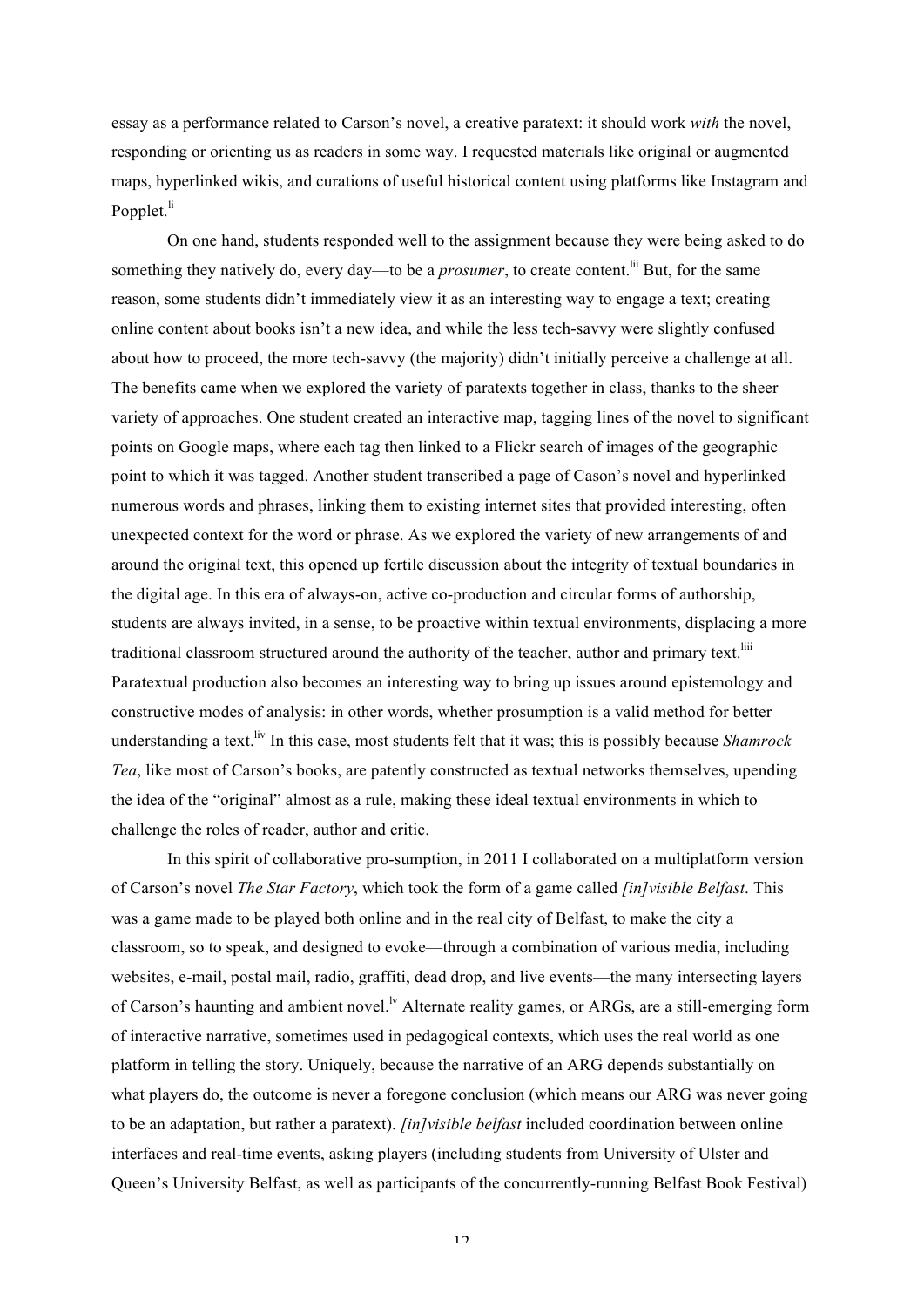essay as a performance related to Carson's novel, a creative paratext: it should work *with* the novel, responding or orienting us as readers in some way. I requested materials like original or augmented maps, hyperlinked wikis, and curations of useful historical content using platforms like Instagram and Popplet.[li]

On one hand, students responded well to the assignment because they were being asked to do something they natively do, every day—to be a *prosumer*, to create content.[lii] But, for the same reason, some students didn't immediately view it as an interesting way to engage a text; creating online content about books isn't a new idea, and while the less tech-savvy were slightly confused about how to proceed, the more tech-savvy (the majority) didn't initially perceive a challenge at all. The benefits came when we explored the variety of paratexts together in class, thanks to the sheer variety of approaches. One student created an interactive map, tagging lines of the novel to significant points on Google maps, where each tag then linked to a Flickr search of images of the geographic point to which it was tagged. Another student transcribed a page of Cason's novel and hyperlinked numerous words and phrases, linking them to existing internet sites that provided interesting, often unexpected context for the word or phrase. As we explored the variety of new arrangements of and around the original text, this opened up fertile discussion about the integrity of textual boundaries in the digital age. In this era of always-on, active co-production and circular forms of authorship, students are always invited, in a sense, to be proactive within textual environments, displacing a more traditional classroom structured around the authority of the teacher, author and primary text.[liii] Paratextual production also becomes an interesting way to bring up issues around epistemology and constructive modes of analysis: in other words, whether prosumption is a valid method for better understanding a text.[liv] In this case, most students felt that it was; this is possibly because *Shamrock Tea*, like most of Carson's books, are patently constructed as textual networks themselves, upending the idea of the "original" almost as a rule, making these ideal textual environments in which to challenge the roles of reader, author and critic.

In this spirit of collaborative pro-sumption, in 2011 I collaborated on a multiplatform version of Carson's novel *The Star Factory*, which took the form of a game called *[in]visible Belfast*. This was a game made to be played both online and in the real city of Belfast, to make the city a classroom, so to speak, and designed to evoke—through a combination of various media, including websites, e-mail, postal mail, radio, graffiti, dead drop, and live events—the many intersecting layers of Carson's haunting and ambient novel.[lv] Alternate reality games, or ARGs, are a still-emerging form of interactive narrative, sometimes used in pedagogical contexts, which uses the real world as one platform in telling the story. Uniquely, because the narrative of an ARG depends substantially on what players do, the outcome is never a foregone conclusion (which means our ARG was never going to be an adaptation, but rather a paratext). *[in]visible belfast* included coordination between online interfaces and real-time events, asking players (including students from University of Ulster and Queen's University Belfast, as well as participants of the concurrently-running Belfast Book Festival)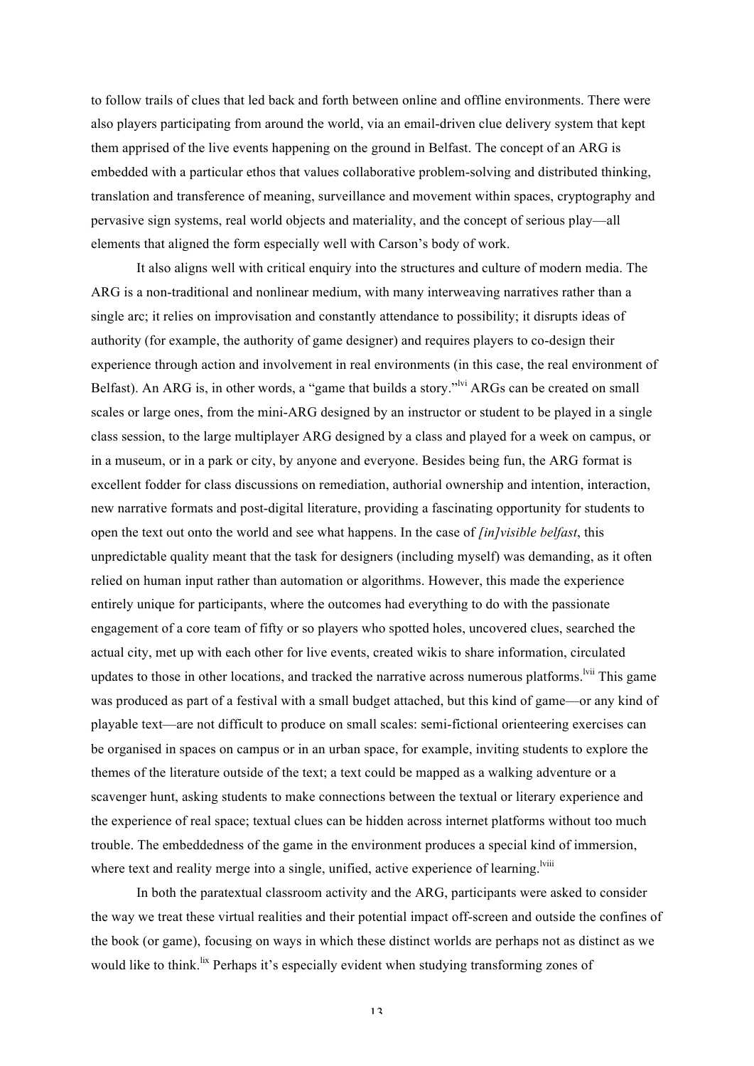to follow trails of clues that led back and forth between online and offline environments. There were also players participating from around the world, via an email-driven clue delivery system that kept them apprised of the live events happening on the ground in Belfast. The concept of an ARG is embedded with a particular ethos that values collaborative problem-solving and distributed thinking, translation and transference of meaning, surveillance and movement within spaces, cryptography and pervasive sign systems, real world objects and materiality, and the concept of serious play—all elements that aligned the form especially well with Carson's body of work.

It also aligns well with critical enquiry into the structures and culture of modern media. The ARG is a non-traditional and nonlinear medium, with many interweaving narratives rather than a single arc; it relies on improvisation and constantly attendance to possibility; it disrupts ideas of authority (for example, the authority of game designer) and requires players to co-design their experience through action and involvement in real environments (in this case, the real environment of Belfast). An ARG is, in other words, a "game that builds a story."[lvi] ARGs can be created on small scales or large ones, from the mini-ARG designed by an instructor or student to be played in a single class session, to the large multiplayer ARG designed by a class and played for a week on campus, or in a museum, or in a park or city, by anyone and everyone. Besides being fun, the ARG format is excellent fodder for class discussions on remediation, authorial ownership and intention, interaction, new narrative formats and post-digital literature, providing a fascinating opportunity for students to open the text out onto the world and see what happens. In the case of *[in]visible belfast*, this unpredictable quality meant that the task for designers (including myself) was demanding, as it often relied on human input rather than automation or algorithms. However, this made the experience entirely unique for participants, where the outcomes had everything to do with the passionate engagement of a core team of fifty or so players who spotted holes, uncovered clues, searched the actual city, met up with each other for live events, created wikis to share information, circulated updates to those in other locations, and tracked the narrative across numerous platforms.[lvii] This game was produced as part of a festival with a small budget attached, but this kind of game—or any kind of playable text—are not difficult to produce on small scales: semi-fictional orienteering exercises can be organised in spaces on campus or in an urban space, for example, inviting students to explore the themes of the literature outside of the text; a text could be mapped as a walking adventure or a scavenger hunt, asking students to make connections between the textual or literary experience and the experience of real space; textual clues can be hidden across internet platforms without too much trouble. The embeddedness of the game in the environment produces a special kind of immersion, where text and reality merge into a single, unified, active experience of learning.[lviii]

In both the paratextual classroom activity and the ARG, participants were asked to consider the way we treat these virtual realities and their potential impact off-screen and outside the confines of the book (or game), focusing on ways in which these distinct worlds are perhaps not as distinct as we would like to think.[lix] Perhaps it's especially evident when studying transforming zones of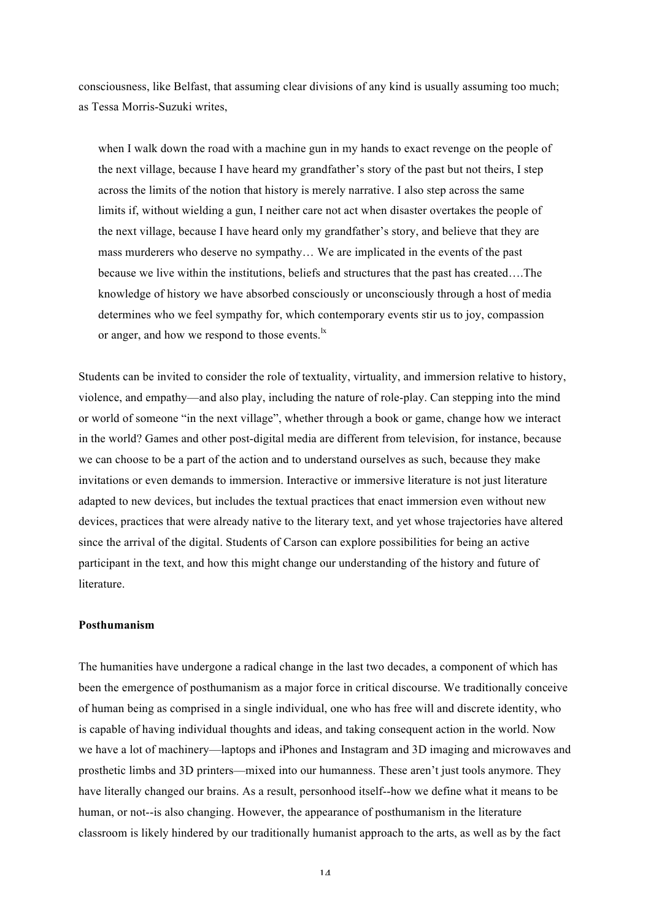consciousness, like Belfast, that assuming clear divisions of any kind is usually assuming too much; as Tessa Morris-Suzuki writes,

> when I walk down the road with a machine gun in my hands to exact revenge on the people of the next village, because I have heard my grandfather's story of the past but not theirs, I step across the limits of the notion that history is merely narrative. I also step across the same limits if, without wielding a gun, I neither care not act when disaster overtakes the people of the next village, because I have heard only my grandfather's story, and believe that they are mass murderers who deserve no sympathy… We are implicated in the events of the past because we live within the institutions, beliefs and structures that the past has created….The knowledge of history we have absorbed consciously or unconsciously through a host of media determines who we feel sympathy for, which contemporary events stir us to joy, compassion or anger, and how we respond to those events.[lx]

Students can be invited to consider the role of textuality, virtuality, and immersion relative to history, violence, and empathy—and also play, including the nature of role-play. Can stepping into the mind or world of someone "in the next village", whether through a book or game, change how we interact in the world? Games and other post-digital media are different from television, for instance, because we can choose to be a part of the action and to understand ourselves as such, because they make invitations or even demands to immersion. Interactive or immersive literature is not just literature adapted to new devices, but includes the textual practices that enact immersion even without new devices, practices that were already native to the literary text, and yet whose trajectories have altered since the arrival of the digital. Students of Carson can explore possibilities for being an active participant in the text, and how this might change our understanding of the history and future of literature.

**Posthumanism**

The humanities have undergone a radical change in the last two decades, a component of which has been the emergence of posthumanism as a major force in critical discourse. We traditionally conceive of human being as comprised in a single individual, one who has free will and discrete identity, who is capable of having individual thoughts and ideas, and taking consequent action in the world. Now we have a lot of machinery—laptops and iPhones and Instagram and 3D imaging and microwaves and prosthetic limbs and 3D printers—mixed into our humanness. These aren't just tools anymore. They have literally changed our brains. As a result, personhood itself--how we define what it means to be human, or not--is also changing. However, the appearance of posthumanism in the literature classroom is likely hindered by our traditionally humanist approach to the arts, as well as by the fact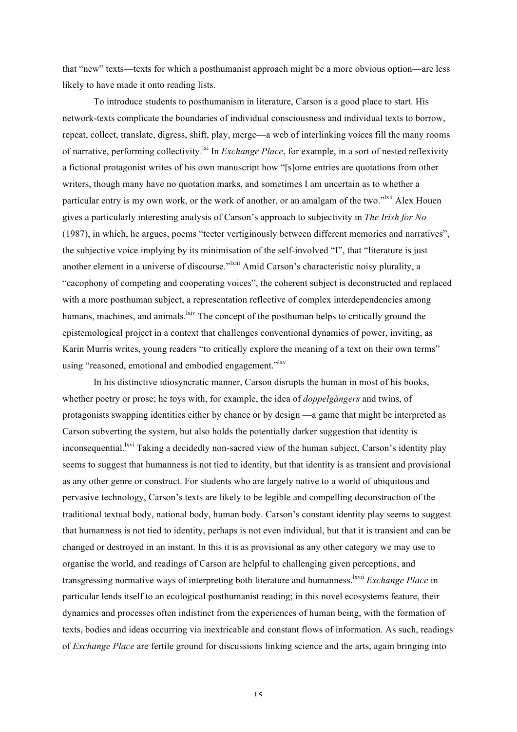that "new" texts—texts for which a posthumanist approach might be a more obvious option—are less likely to have made it onto reading lists.

To introduce students to posthumanism in literature, Carson is a good place to start. His network-texts complicate the boundaries of individual consciousness and individual texts to borrow, repeat, collect, translate, digress, shift, play, merge—a web of interlinking voices fill the many rooms of narrative, performing collectivity.[lxi] In *Exchange Place*, for example, in a sort of nested reflexivity a fictional protagonist writes of his own manuscript how "[s]ome entries are quotations from other writers, though many have no quotation marks, and sometimes I am uncertain as to whether a particular entry is my own work, or the work of another, or an amalgam of the two."[lxii] Alex Houen gives a particularly interesting analysis of Carson's approach to subjectivity in *The Irish for No* (1987), in which, he argues, poems "teeter vertiginously between different memories and narratives", the subjective voice implying by its minimisation of the self-involved "I", that "literature is just another element in a universe of discourse."[lxiii] Amid Carson's characteristic noisy plurality, a "cacophony of competing and cooperating voices", the coherent subject is deconstructed and replaced with a more posthuman subject, a representation reflective of complex interdependencies among humans, machines, and animals.[lxiv] The concept of the posthuman helps to critically ground the epistemological project in a context that challenges conventional dynamics of power, inviting, as Karin Murris writes, young readers "to critically explore the meaning of a text on their own terms" using "reasoned, emotional and embodied engagement."[lxv]

In his distinctive idiosyncratic manner, Carson disrupts the human in most of his books, whether poetry or prose; he toys with, for example, the idea of *doppelgängers* and twins, of protagonists swapping identities either by chance or by design —a game that might be interpreted as Carson subverting the system, but also holds the potentially darker suggestion that identity is inconsequential.[lxvi] Taking a decidedly non-sacred view of the human subject, Carson's identity play seems to suggest that humanness is not tied to identity, but that identity is as transient and provisional as any other genre or construct. For students who are largely native to a world of ubiquitous and pervasive technology, Carson's texts are likely to be legible and compelling deconstruction of the traditional textual body, national body, human body. Carson's constant identity play seems to suggest that humanness is not tied to identity, perhaps is not even individual, but that it is transient and can be changed or destroyed in an instant. In this it is as provisional as any other category we may use to organise the world, and readings of Carson are helpful to challenging given perceptions, and transgressing normative ways of interpreting both literature and humanness.[lxvii] *Exchange Place* in particular lends itself to an ecological posthumanist reading; in this novel ecosystems feature, their dynamics and processes often indistinct from the experiences of human being, with the formation of texts, bodies and ideas occurring via inextricable and constant flows of information. As such, readings of *Exchange Place* are fertile ground for discussions linking science and the arts, again bringing into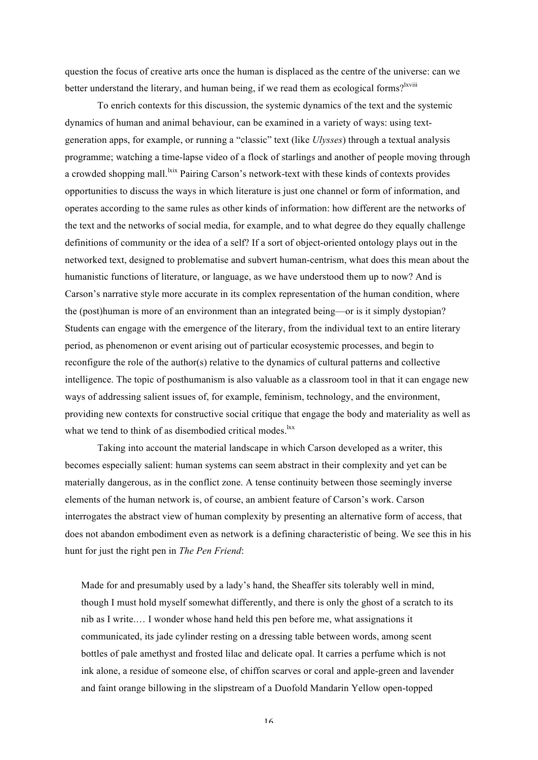question the focus of creative arts once the human is displaced as the centre of the universe: can we better understand the literary, and human being, if we read them as ecological forms?[lxviii]

To enrich contexts for this discussion, the systemic dynamics of the text and the systemic dynamics of human and animal behaviour, can be examined in a variety of ways: using text-generation apps, for example, or running a "classic" text (like *Ulysses*) through a textual analysis programme; watching a time-lapse video of a flock of starlings and another of people moving through a crowded shopping mall.[lxix] Pairing Carson's network-text with these kinds of contexts provides opportunities to discuss the ways in which literature is just one channel or form of information, and operates according to the same rules as other kinds of information: how different are the networks of the text and the networks of social media, for example, and to what degree do they equally challenge definitions of community or the idea of a self? If a sort of object-oriented ontology plays out in the networked text, designed to problematise and subvert human-centrism, what does this mean about the humanistic functions of literature, or language, as we have understood them up to now? And is Carson's narrative style more accurate in its complex representation of the human condition, where the (post)human is more of an environment than an integrated being—or is it simply dystopian? Students can engage with the emergence of the literary, from the individual text to an entire literary period, as phenomenon or event arising out of particular ecosystemic processes, and begin to reconfigure the role of the author(s) relative to the dynamics of cultural patterns and collective intelligence. The topic of posthumanism is also valuable as a classroom tool in that it can engage new ways of addressing salient issues of, for example, feminism, technology, and the environment, providing new contexts for constructive social critique that engage the body and materiality as well as what we tend to think of as disembodied critical modes.[lxx]

Taking into account the material landscape in which Carson developed as a writer, this becomes especially salient: human systems can seem abstract in their complexity and yet can be materially dangerous, as in the conflict zone. A tense continuity between those seemingly inverse elements of the human network is, of course, an ambient feature of Carson's work. Carson interrogates the abstract view of human complexity by presenting an alternative form of access, that does not abandon embodiment even as network is a defining characteristic of being. We see this in his hunt for just the right pen in *The Pen Friend*:

> Made for and presumably used by a lady's hand, the Sheaffer sits tolerably well in mind, though I must hold myself somewhat differently, and there is only the ghost of a scratch to its nib as I write.… I wonder whose hand held this pen before me, what assignations it communicated, its jade cylinder resting on a dressing table between words, among scent bottles of pale amethyst and frosted lilac and delicate opal. It carries a perfume which is not ink alone, a residue of someone else, of chiffon scarves or coral and apple-green and lavender and faint orange billowing in the slipstream of a Duofold Mandarin Yellow open-topped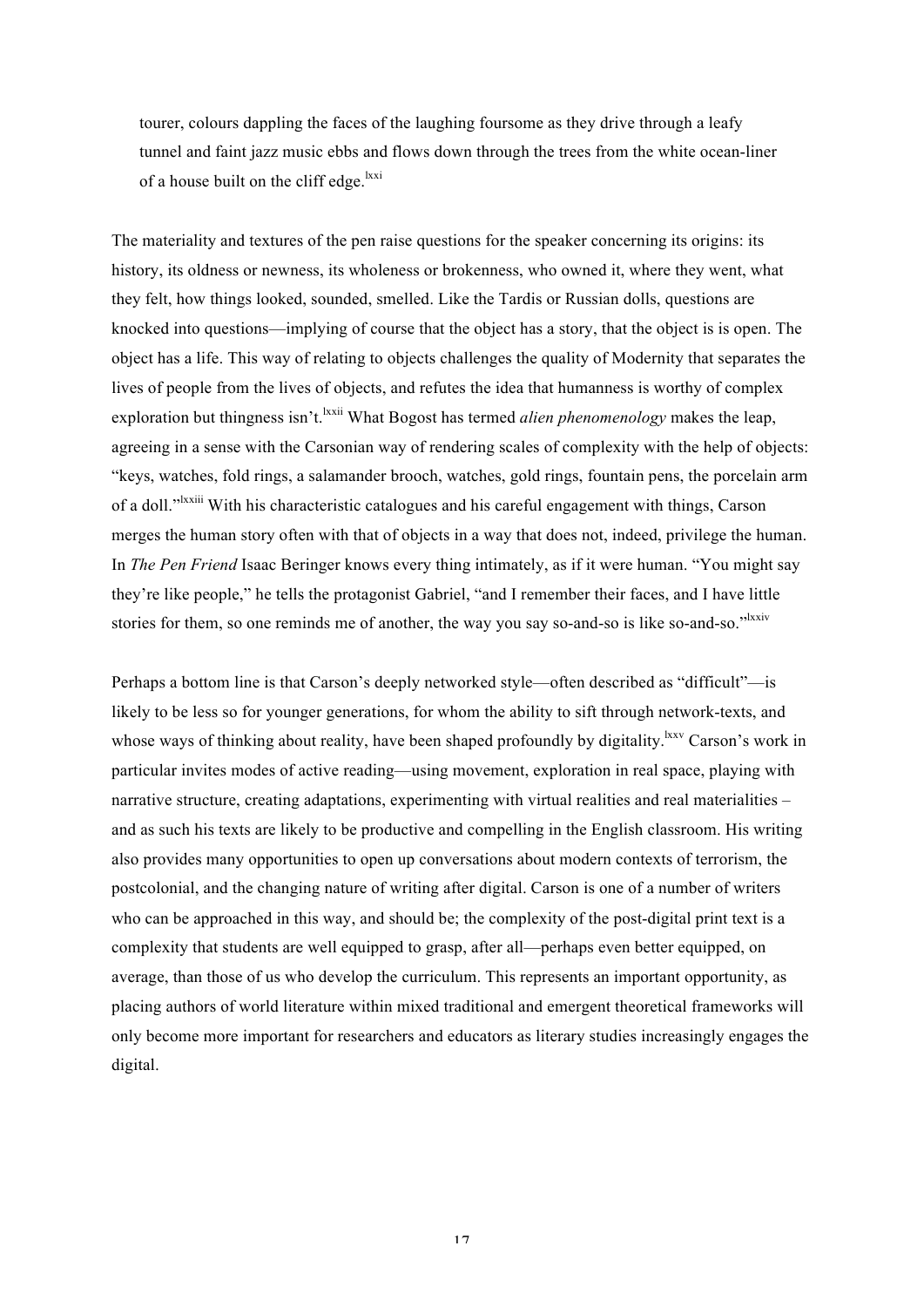> tourer, colours dappling the faces of the laughing foursome as they drive through a leafy tunnel and faint jazz music ebbs and flows down through the trees from the white ocean-liner of a house built on the cliff edge.[lxxi]

The materiality and textures of the pen raise questions for the speaker concerning its origins: its history, its oldness or newness, its wholeness or brokenness, who owned it, where they went, what they felt, how things looked, sounded, smelled. Like the Tardis or Russian dolls, questions are knocked into questions—implying of course that the object has a story, that the object is is open. The object has a life. This way of relating to objects challenges the quality of Modernity that separates the lives of people from the lives of objects, and refutes the idea that humanness is worthy of complex exploration but thingness isn't.[lxxii] What Bogost has termed *alien phenomenology* makes the leap, agreeing in a sense with the Carsonian way of rendering scales of complexity with the help of objects: "keys, watches, fold rings, a salamander brooch, watches, gold rings, fountain pens, the porcelain arm of a doll."[lxxiii] With his characteristic catalogues and his careful engagement with things, Carson merges the human story often with that of objects in a way that does not, indeed, privilege the human. In *The Pen Friend* Isaac Beringer knows every thing intimately, as if it were human. "You might say they're like people," he tells the protagonist Gabriel, "and I remember their faces, and I have little stories for them, so one reminds me of another, the way you say so-and-so is like so-and-so."[lxxiv]

Perhaps a bottom line is that Carson's deeply networked style—often described as "difficult"—is likely to be less so for younger generations, for whom the ability to sift through network-texts, and whose ways of thinking about reality, have been shaped profoundly by digitality.[lxxv] Carson's work in particular invites modes of active reading—using movement, exploration in real space, playing with narrative structure, creating adaptations, experimenting with virtual realities and real materialities – and as such his texts are likely to be productive and compelling in the English classroom. His writing also provides many opportunities to open up conversations about modern contexts of terrorism, the postcolonial, and the changing nature of writing after digital. Carson is one of a number of writers who can be approached in this way, and should be; the complexity of the post-digital print text is a complexity that students are well equipped to grasp, after all—perhaps even better equipped, on average, than those of us who develop the curriculum. This represents an important opportunity, as placing authors of world literature within mixed traditional and emergent theoretical frameworks will only become more important for researchers and educators as literary studies increasingly engages the digital.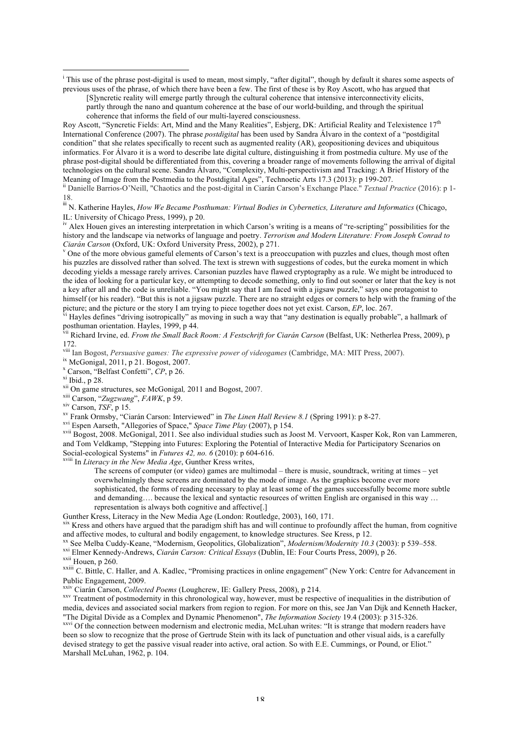[i] This use of the phrase post-digital is used to mean, most simply, "after digital", though by default it shares some aspects of previous uses of the phrase, of which there have been a few. The first of these is by Roy Ascott, who has argued that

> [S]yncretic reality will emerge partly through the cultural coherence that intensive interconnectivity elicits, partly through the nano and quantum coherence at the base of our world-building, and through the spiritual coherence that informs the field of our multi-layered consciousness.

Roy Ascott, "Syncretic Fields: Art, Mind and the Many Realities", Esbjerg, DK: Artificial Reality and Telexistence 17th International Conference (2007). The phrase *postdigital* has been used by Sandra Álvaro in the context of a "postdigital condition" that she relates specifically to recent such as augmented reality (AR), geopositioning devices and ubiquitous informatics. For Álvaro it is a word to describe late digital culture, distinguishing it from postmedia culture. My use of the phrase post-digital should be differentiated from this, covering a broader range of movements following the arrival of digital technologies on the cultural scene. Sandra Álvaro, "Complexity, Multi-perspectivism and Tracking: A Brief History of the Meaning of Image from the Postmedia to the Postdigital Ages", Technoetic Arts 17.3 (2013): p 199-207.

[ii] Danielle Barrios-O'Neill, "Chaotics and the post-digital in Ciarán Carson's Exchange Place." *Textual Practice* (2016): p 1-18.

[iii] N. Katherine Hayles, *How We Became Posthuman: Virtual Bodies in Cybernetics, Literature and Informatics* (Chicago, IL: University of Chicago Press, 1999), p 20.

[iv] Alex Houen gives an interesting interpretation in which Carson's writing is a means of "re-scripting" possibilities for the history and the landscape via networks of language and poetry. *Terrorism and Modern Literature: From Joseph Conrad to Ciarán Carson* (Oxford, UK: Oxford University Press, 2002), p 271.

[v] One of the more obvious gameful elements of Carson's text is a preoccupation with puzzles and clues, though most often his puzzles are dissolved rather than solved. The text is strewn with suggestions of codes, but the eureka moment in which decoding yields a message rarely arrives. Carsonian puzzles have flawed cryptography as a rule. We might be introduced to the idea of looking for a particular key, or attempting to decode something, only to find out sooner or later that the key is not a key after all and the code is unreliable. "You might say that I am faced with a jigsaw puzzle," says one protagonist to himself (or his reader). "But this is not a jigsaw puzzle. There are no straight edges or corners to help with the framing of the picture; and the picture or the story I am trying to piece together does not yet exist. Carson, *EP*, loc. 267.

[vi] Hayles defines "driving isotropically" as moving in such a way that "any destination is equally probable", a hallmark of posthuman orientation. Hayles, 1999, p 44.

[vii] Richard Irvine, ed. *From the Small Back Room: A Festschrift for Ciarán Carson* (Belfast, UK: Netherlea Press, 2009), p 172.

[viii] Ian Bogost, *Persuasive games: The expressive power of videogames* (Cambridge, MA: MIT Press, 2007).

[ix] McGonigal, 2011, p 21. Bogost, 2007.

[x] Carson, "Belfast Confetti", *CP*, p 26.

[xi] Ibid., p 28.

[xii] On game structures, see McGonigal*,* 2011 and Bogost, 2007.

[xiii] Carson, "*Zugzwang*", *FAWK*, p 59.

[xiv] Carson, *TSF*, p 15.

[xv] Frank Ormsby, "Ciarán Carson: Interviewed" in *The Linen Hall Review 8.1* (Spring 1991): p 8-27.

[xvi] Espen Aarseth, "Allegories of Space," *Space Time Play* (2007), p 154.

[xvii] Bogost, 2008. McGonigal, 2011. See also individual studies such as Joost M. Vervoort, Kasper Kok, Ron van Lammeren, and Tom Veldkamp, "Stepping into Futures: Exploring the Potential of Interactive Media for Participatory Scenarios on Social-ecological Systems" in *Futures 42, no. 6* (2010): p 604-616.

[xviii] In *Literacy in the New Media Age*, Gunther Kress writes,

> The screens of computer (or video) games are multimodal – there is music, soundtrack, writing at times – yet overwhelmingly these screens are dominated by the mode of image. As the graphics become ever more sophisticated, the forms of reading necessary to play at least some of the games successfully become more subtle and demanding…. because the lexical and syntactic resources of written English are organised in this way … representation is always both cognitive and affective[.]

Gunther Kress, Literacy in the New Media Age (London: Routledge, 2003), 160, 171.

[xix] Kress and others have argued that the paradigm shift has and will continue to profoundly affect the human, from cognitive and affective modes, to cultural and bodily engagement, to knowledge structures. See Kress, p 12.

[xx] See Melba Cuddy-Keane, "Modernism, Geopolitics, Globalization", *Modernism/Modernity 10.3* (2003): p 539–558.

[xxi] Elmer Kennedy-Andrews, *Ciarán Carson: Critical Essays* (Dublin, IE: Four Courts Press, 2009), p 26.

[xxii] Houen, p 260.

[xxiii] C. Bittle, C. Haller, and A. Kadlec, "Promising practices in online engagement" (New York: Centre for Advancement in Public Engagement, 2009.

[xxiv] Ciarán Carson, *Collected Poems* (Loughcrew, IE: Gallery Press, 2008), p 214.

[xxv] Treatment of postmodernity in this chronological way, however, must be respective of inequalities in the distribution of media, devices and associated social markers from region to region. For more on this, see Jan Van Dijk and Kenneth Hacker, "The Digital Divide as a Complex and Dynamic Phenomenon", *The Information Society* 19.4 (2003): p 315-326.

[xxvi] Of the connection between modernism and electronic media, McLuhan writes: "It is strange that modern readers have been so slow to recognize that the prose of Gertrude Stein with its lack of punctuation and other visual aids, is a carefully devised strategy to get the passive visual reader into active, oral action. So with E.E. Cummings, or Pound, or Eliot." Marshall McLuhan, 1962, p. 104.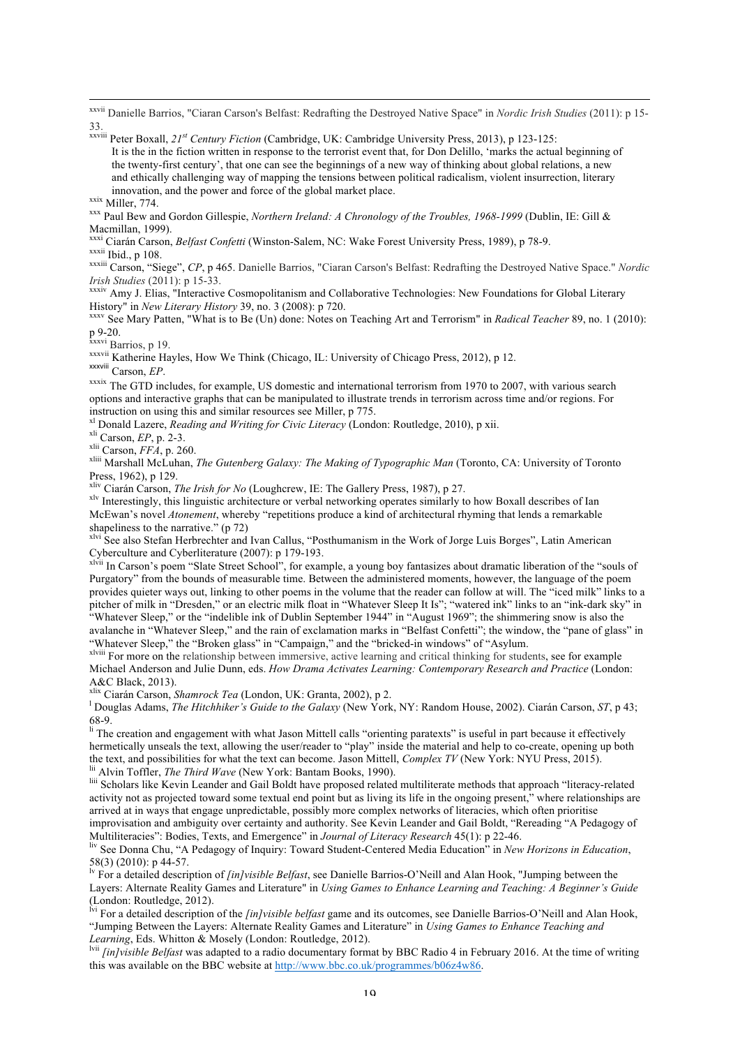[xxvii] Danielle Barrios, "Ciaran Carson's Belfast: Redrafting the Destroyed Native Space" in *Nordic Irish Studies* (2011): p 15-33.

[xxviii] Peter Boxall, *21st Century Fiction* (Cambridge, UK: Cambridge University Press, 2013), p 123-125:

> It is the in the fiction written in response to the terrorist event that, for Don Delillo, 'marks the actual beginning of the twenty-first century', that one can see the beginnings of a new way of thinking about global relations, a new and ethically challenging way of mapping the tensions between political radicalism, violent insurrection, literary innovation, and the power and force of the global market place.

[xxix] Miller, 774.

[xxx] Paul Bew and Gordon Gillespie, *Northern Ireland: A Chronology of the Troubles, 1968-1999* (Dublin, IE: Gill & Macmillan, 1999).

[xxxi] Ciarán Carson, *Belfast Confetti* (Winston-Salem, NC: Wake Forest University Press, 1989), p 78-9.

[xxxii] Ibid., p 108.

[xxxiii] Carson, "Siege", *CP*, p 465. Danielle Barrios, "Ciaran Carson's Belfast: Redrafting the Destroyed Native Space." *Nordic Irish Studies* (2011): p 15-33.

[xxxiv] Amy J. Elias, "Interactive Cosmopolitanism and Collaborative Technologies: New Foundations for Global Literary History" in *New Literary History* 39, no. 3 (2008): p 720.

[xxxv] See Mary Patten, "What is to Be (Un) done: Notes on Teaching Art and Terrorism" in *Radical Teacher* 89, no. 1 (2010): p 9-20.

[xxxvi] Barrios, p 19.

[xxxvii] Katherine Hayles, How We Think (Chicago, IL: University of Chicago Press, 2012), p 12.

[xxxviii] Carson, *EP*.

[xxxix] The GTD includes, for example, US domestic and international terrorism from 1970 to 2007, with various search options and interactive graphs that can be manipulated to illustrate trends in terrorism across time and/or regions. For instruction on using this and similar resources see Miller, p 775.

[xl] Donald Lazere, *Reading and Writing for Civic Literacy* (London: Routledge, 2010), p xii.

[xli] Carson, *EP*, p. 2-3.

[xlii] Carson, *FFA*, p. 260.

[xliii] Marshall McLuhan, *The Gutenberg Galaxy: The Making of Typographic Man* (Toronto, CA: University of Toronto Press, 1962), p 129.

[xliv] Ciarán Carson, *The Irish for No* (Loughcrew, IE: The Gallery Press, 1987), p 27.

[xlv] Interestingly, this linguistic architecture or verbal networking operates similarly to how Boxall describes of Ian McEwan's novel *Atonement*, whereby "repetitions produce a kind of architectural rhyming that lends a remarkable shapeliness to the narrative." (p 72)

[xlvi] See also Stefan Herbrechter and Ivan Callus, "Posthumanism in the Work of Jorge Luis Borges", Latin American Cyberculture and Cyberliterature (2007): p 179-193.

[xlvii] In Carson's poem "Slate Street School", for example, a young boy fantasizes about dramatic liberation of the "souls of Purgatory" from the bounds of measurable time. Between the administered moments, however, the language of the poem provides quieter ways out, linking to other poems in the volume that the reader can follow at will. The "iced milk" links to a pitcher of milk in "Dresden," or an electric milk float in "Whatever Sleep It Is"; "watered ink" links to an "ink-dark sky" in "Whatever Sleep," or the "indelible ink of Dublin September 1944" in "August 1969"; the shimmering snow is also the avalanche in "Whatever Sleep," and the rain of exclamation marks in "Belfast Confetti"; the window, the "pane of glass" in "Whatever Sleep," the "Broken glass" in "Campaign," and the "bricked-in windows" of "Asylum.

[xlviii] For more on the relationship between immersive, active learning and critical thinking for students, see for example Michael Anderson and Julie Dunn, eds. *How Drama Activates Learning: Contemporary Research and Practice* (London: A&C Black, 2013).

[xlix] Ciarán Carson, *Shamrock Tea* (London, UK: Granta, 2002), p 2.

[l] Douglas Adams, *The Hitchhiker's Guide to the Galaxy* (New York, NY: Random House, 2002). Ciarán Carson, *ST*, p 43; 68-9.

[li] The creation and engagement with what Jason Mittell calls "orienting paratexts" is useful in part because it effectively hermetically unseals the text, allowing the user/reader to "play" inside the material and help to co-create, opening up both the text, and possibilities for what the text can become. Jason Mittell, *Complex TV* (New York: NYU Press, 2015).

[lii] Alvin Toffler, *The Third Wave* (New York: Bantam Books, 1990).

[liii] Scholars like Kevin Leander and Gail Boldt have proposed related multiliterate methods that approach "literacy-related activity not as projected toward some textual end point but as living its life in the ongoing present," where relationships are arrived at in ways that engage unpredictable, possibly more complex networks of literacies, which often prioritise improvisation and ambiguity over certainty and authority. See Kevin Leander and Gail Boldt, "Rereading "A Pedagogy of Multiliteracies": Bodies, Texts, and Emergence" in *Journal of Literacy Research* 45(1): p 22-46.

[liv] See Donna Chu, "A Pedagogy of Inquiry: Toward Student-Centered Media Education" in *New Horizons in Education*, 58(3) (2010): p 44-57.

[lv] For a detailed description of *[in]visible Belfast*, see Danielle Barrios-O'Neill and Alan Hook, "Jumping between the Layers: Alternate Reality Games and Literature" in *Using Games to Enhance Learning and Teaching: A Beginner's Guide* (London: Routledge, 2012).

[lvi] For a detailed description of the *[in]visible belfast* game and its outcomes, see Danielle Barrios-O'Neill and Alan Hook, "Jumping Between the Layers: Alternate Reality Games and Literature" in *Using Games to Enhance Teaching and Learning*, Eds. Whitton & Mosely (London: Routledge, 2012).

[lvii] *[in]visible Belfast* was adapted to a radio documentary format by BBC Radio 4 in February 2016. At the time of writing this was available on the BBC website at http://www.bbc.co.uk/programmes/b06z4w86.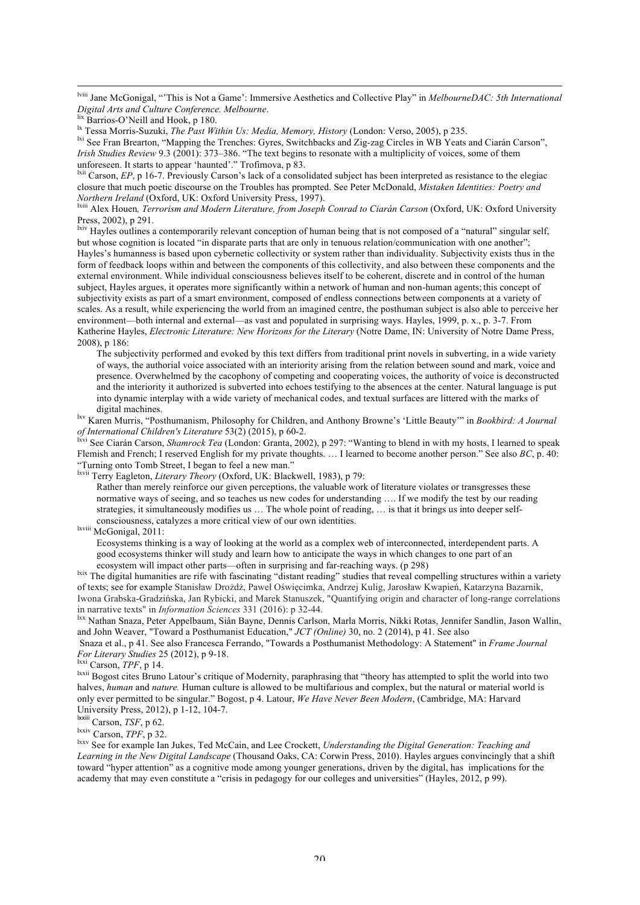[lviii] Jane McGonigal, "'This is Not a Game': Immersive Aesthetics and Collective Play" in *MelbourneDAC: 5th International Digital Arts and Culture Conference. Melbourne*.

[lix] Barrios-O'Neill and Hook, p 180.

[lx] Tessa Morris-Suzuki, *The Past Within Us: Media, Memory, History* (London: Verso, 2005), p 235.

[lxi] See Fran Brearton, "Mapping the Trenches: Gyres, Switchbacks and Zig-zag Circles in WB Yeats and Ciarán Carson", *Irish Studies Review* 9.3 (2001): 373–386. "The text begins to resonate with a multiplicity of voices, some of them unforeseen. It starts to appear 'haunted'." Trofimova, p 83.

[lxii] Carson, *EP*, p 16-7. Previously Carson's lack of a consolidated subject has been interpreted as resistance to the elegiac closure that much poetic discourse on the Troubles has prompted. See Peter McDonald, *Mistaken Identities: Poetry and Northern Ireland* (Oxford, UK: Oxford University Press, 1997).

[lxiii] Alex Houen*, Terrorism and Modern Literature, from Joseph Conrad to Ciarán Carson* (Oxford, UK: Oxford University Press, 2002), p 291.

[lxiv] Hayles outlines a contemporarily relevant conception of human being that is not composed of a "natural" singular self, but whose cognition is located "in disparate parts that are only in tenuous relation/communication with one another"; Hayles's humanness is based upon cybernetic collectivity or system rather than individuality. Subjectivity exists thus in the form of feedback loops within and between the components of this collectivity, and also between these components and the external environment. While individual consciousness believes itself to be coherent, discrete and in control of the human subject, Hayles argues, it operates more significantly within a network of human and non-human agents; this concept of subjectivity exists as part of a smart environment, composed of endless connections between components at a variety of scales. As a result, while experiencing the world from an imagined centre, the posthuman subject is also able to perceive her environment—both internal and external—as vast and populated in surprising ways. Hayles, 1999, p. x., p. 3-7. From Katherine Hayles, *Electronic Literature: New Horizons for the Literary* (Notre Dame, IN: University of Notre Dame Press, 2008), p 186:

> The subjectivity performed and evoked by this text differs from traditional print novels in subverting, in a wide variety of ways, the authorial voice associated with an interiority arising from the relation between sound and mark, voice and presence. Overwhelmed by the cacophony of competing and cooperating voices, the authority of voice is deconstructed and the interiority it authorized is subverted into echoes testifying to the absences at the center. Natural language is put into dynamic interplay with a wide variety of mechanical codes, and textual surfaces are littered with the marks of digital machines.

[lxv] Karen Murris, "Posthumanism, Philosophy for Children, and Anthony Browne's 'Little Beauty'" in *Bookbird: A Journal of International Children's Literature* 53(2) (2015), p 60-2.

[lxvi] See Ciarán Carson, *Shamrock Tea* (London: Granta, 2002), p 297: "Wanting to blend in with my hosts, I learned to speak Flemish and French; I reserved English for my private thoughts. … I learned to become another person." See also *BC*, p. 40: "Turning onto Tomb Street, I began to feel a new man."

[lxvii] Terry Eagleton, *Literary Theory* (Oxford, UK: Blackwell, 1983), p 79:

> Rather than merely reinforce our given perceptions, the valuable work of literature violates or transgresses these normative ways of seeing, and so teaches us new codes for understanding …. If we modify the test by our reading strategies, it simultaneously modifies us … The whole point of reading, … is that it brings us into deeper self-consciousness, catalyzes a more critical view of our own identities.

[lxviii] McGonigal, 2011:

> Ecosystems thinking is a way of looking at the world as a complex web of interconnected, interdependent parts. A good ecosystems thinker will study and learn how to anticipate the ways in which changes to one part of an ecosystem will impact other parts—often in surprising and far-reaching ways. (p 298)

[lxix] The digital humanities are rife with fascinating "distant reading" studies that reveal compelling structures within a variety of texts; see for example Stanisław Drożdż, Paweł Oświęcimka, Andrzej Kulig, Jarosław Kwapień, Katarzyna Bazarnik, Iwona Grabska-Gradzińska, Jan Rybicki, and Marek Stanuszek, "Quantifying origin and character of long-range correlations in narrative texts" in *Information Sciences* 331 (2016): p 32-44.

[lxx] Nathan Snaza, Peter Appelbaum, Siân Bayne, Dennis Carlson, Marla Morris, Nikki Rotas, Jennifer Sandlin, Jason Wallin, and John Weaver, "Toward a Posthumanist Education," *JCT (Online)* 30, no. 2 (2014), p 41. See also Snaza et al., p 41. See also Francesca Ferrando, "Towards a Posthumanist Methodology: A Statement" in *Frame Journal For Literary Studies* 25 (2012), p 9-18.

[lxxi] Carson, *TPF*, p 14.

[lxxii] Bogost cites Bruno Latour's critique of Modernity, paraphrasing that "theory has attempted to split the world into two halves, *human* and *nature.* Human culture is allowed to be multifarious and complex, but the natural or material world is only ever permitted to be singular." Bogost, p 4. Latour, *We Have Never Been Modern*, (Cambridge, MA: Harvard University Press, 2012), p 1-12, 104-7.

[lxxiii] Carson, *TSF*, p 62.

[lxxiv] Carson, *TPF*, p 32.

[lxxv] See for example Ian Jukes, Ted McCain, and Lee Crockett, *Understanding the Digital Generation: Teaching and Learning in the New Digital Landscape* (Thousand Oaks, CA: Corwin Press, 2010). Hayles argues convincingly that a shift toward "hyper attention" as a cognitive mode among younger generations, driven by the digital, has implications for the academy that may even constitute a "crisis in pedagogy for our colleges and universities" (Hayles, 2012, p 99).